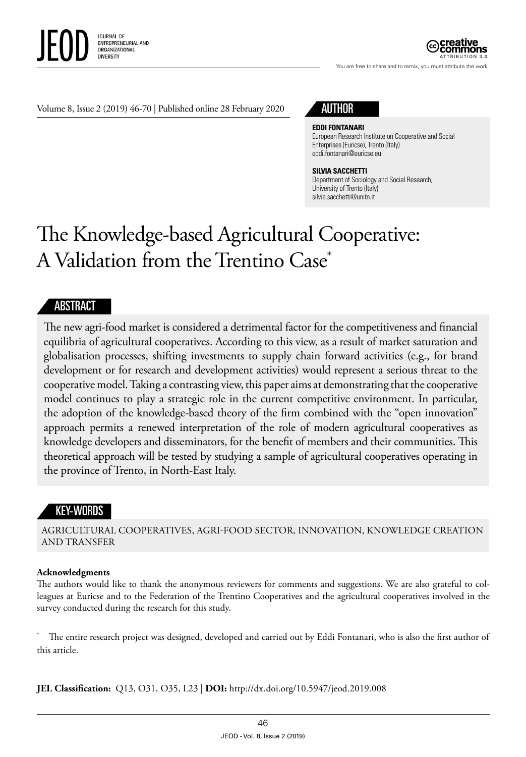Volume 8, Issue 2 (2019) 46-70 | Published online 28 February 2020

## AUTHOR

**EDDI FONTANARI**
European Research Institute on Cooperative and Social Enterprises (Euricse), Trento (Italy)
eddi.fontanari@euricse.eu

**SILVIA SACCHETTI**
Department of Sociology and Social Research, University of Trento (Italy)
silvia.sacchetti@unitn.it

# The Knowledge-based Agricultural Cooperative: A Validation from the Trentino Case*

## ABSTRACT

The new agri-food market is considered a detrimental factor for the competitiveness and financial equilibria of agricultural cooperatives. According to this view, as a result of market saturation and globalisation processes, shifting investments to supply chain forward activities (e.g., for brand development or for research and development activities) would represent a serious threat to the cooperative model. Taking a contrasting view, this paper aims at demonstrating that the cooperative model continues to play a strategic role in the current competitive environment. In particular, the adoption of the knowledge-based theory of the firm combined with the "open innovation" approach permits a renewed interpretation of the role of modern agricultural cooperatives as knowledge developers and disseminators, for the benefit of members and their communities. This theoretical approach will be tested by studying a sample of agricultural cooperatives operating in the province of Trento, in North-East Italy.

## KEY-WORDS

AGRICULTURAL COOPERATIVES, AGRI-FOOD SECTOR, INNOVATION, KNOWLEDGE CREATION AND TRANSFER

**Acknowledgments**
The authors would like to thank the anonymous reviewers for comments and suggestions. We are also grateful to colleagues at Euricse and to the Federation of the Trentino Cooperatives and the agricultural cooperatives involved in the survey conducted during the research for this study.

* The entire research project was designed, developed and carried out by Eddi Fontanari, who is also the first author of this article.

**JEL Classification:** Q13, O31, O35, L23 | **DOI:** http://dx.doi.org/10.5947/jeod.2019.008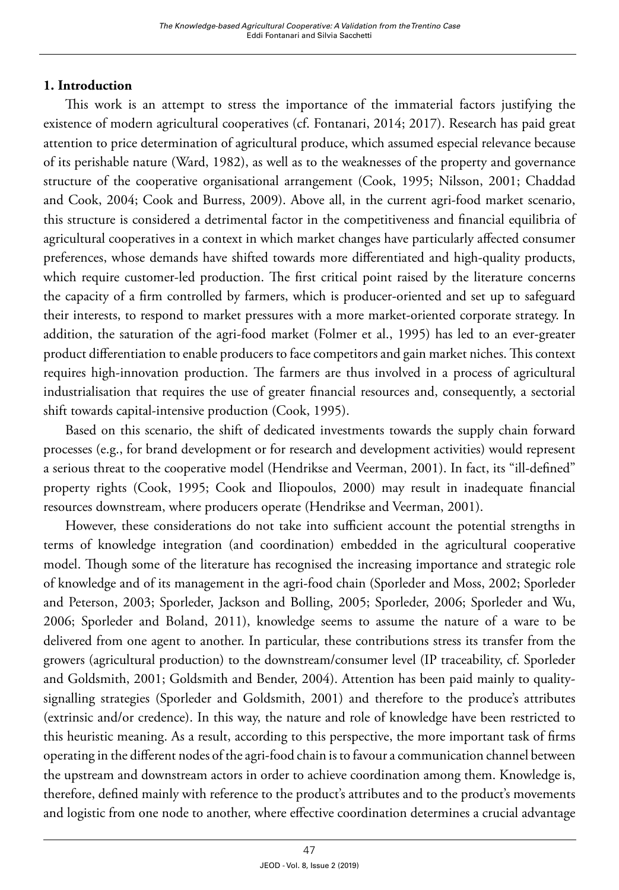## 1. Introduction

This work is an attempt to stress the importance of the immaterial factors justifying the existence of modern agricultural cooperatives (cf. Fontanari, 2014; 2017). Research has paid great attention to price determination of agricultural produce, which assumed especial relevance because of its perishable nature (Ward, 1982), as well as to the weaknesses of the property and governance structure of the cooperative organisational arrangement (Cook, 1995; Nilsson, 2001; Chaddad and Cook, 2004; Cook and Burress, 2009). Above all, in the current agri-food market scenario, this structure is considered a detrimental factor in the competitiveness and financial equilibria of agricultural cooperatives in a context in which market changes have particularly affected consumer preferences, whose demands have shifted towards more differentiated and high-quality products, which require customer-led production. The first critical point raised by the literature concerns the capacity of a firm controlled by farmers, which is producer-oriented and set up to safeguard their interests, to respond to market pressures with a more market-oriented corporate strategy. In addition, the saturation of the agri-food market (Folmer et al., 1995) has led to an ever-greater product differentiation to enable producers to face competitors and gain market niches. This context requires high-innovation production. The farmers are thus involved in a process of agricultural industrialisation that requires the use of greater financial resources and, consequently, a sectorial shift towards capital-intensive production (Cook, 1995).

Based on this scenario, the shift of dedicated investments towards the supply chain forward processes (e.g., for brand development or for research and development activities) would represent a serious threat to the cooperative model (Hendrikse and Veerman, 2001). In fact, its "ill-defined" property rights (Cook, 1995; Cook and Iliopoulos, 2000) may result in inadequate financial resources downstream, where producers operate (Hendrikse and Veerman, 2001).

However, these considerations do not take into sufficient account the potential strengths in terms of knowledge integration (and coordination) embedded in the agricultural cooperative model. Though some of the literature has recognised the increasing importance and strategic role of knowledge and of its management in the agri-food chain (Sporleder and Moss, 2002; Sporleder and Peterson, 2003; Sporleder, Jackson and Bolling, 2005; Sporleder, 2006; Sporleder and Wu, 2006; Sporleder and Boland, 2011), knowledge seems to assume the nature of a ware to be delivered from one agent to another. In particular, these contributions stress its transfer from the growers (agricultural production) to the downstream/consumer level (IP traceability, cf. Sporleder and Goldsmith, 2001; Goldsmith and Bender, 2004). Attention has been paid mainly to quality-signalling strategies (Sporleder and Goldsmith, 2001) and therefore to the produce's attributes (extrinsic and/or credence). In this way, the nature and role of knowledge have been restricted to this heuristic meaning. As a result, according to this perspective, the more important task of firms operating in the different nodes of the agri-food chain is to favour a communication channel between the upstream and downstream actors in order to achieve coordination among them. Knowledge is, therefore, defined mainly with reference to the product's attributes and to the product's movements and logistic from one node to another, where effective coordination determines a crucial advantage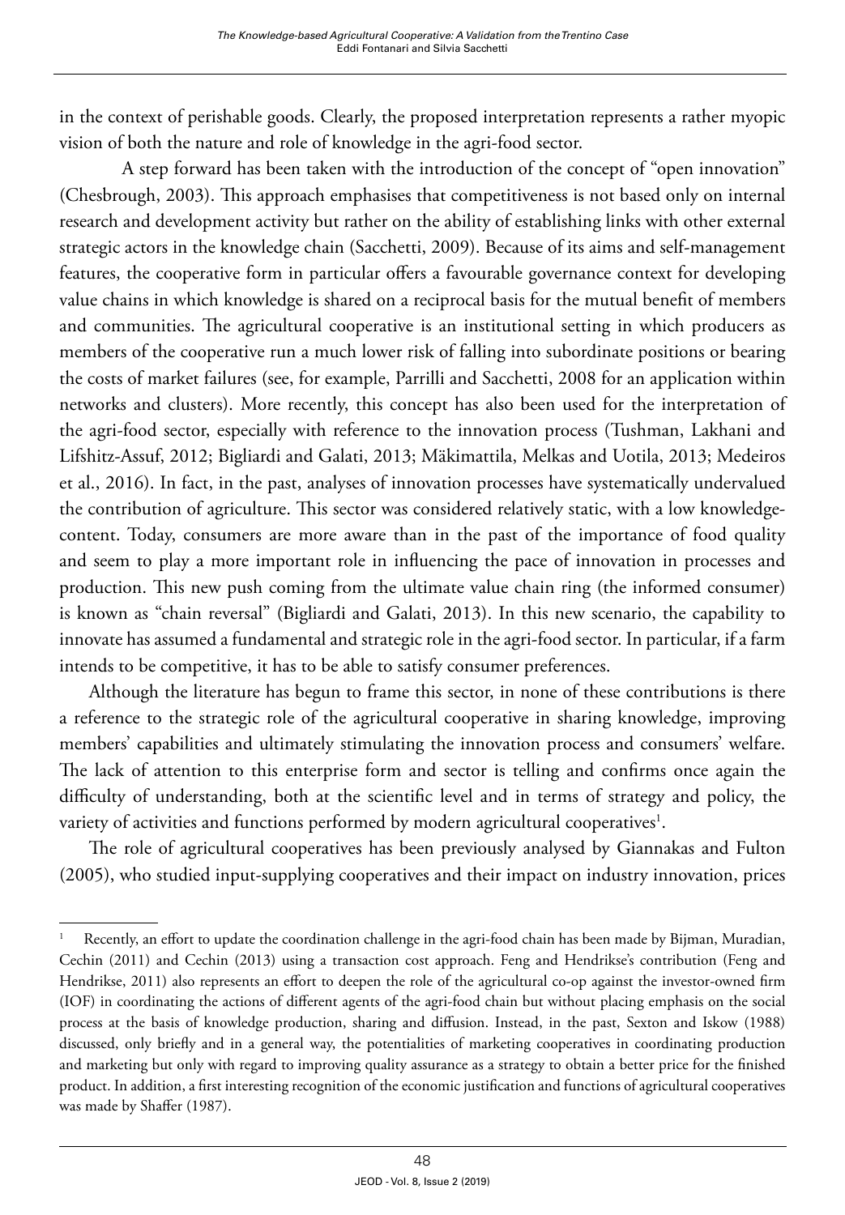in the context of perishable goods. Clearly, the proposed interpretation represents a rather myopic vision of both the nature and role of knowledge in the agri-food sector.

A step forward has been taken with the introduction of the concept of "open innovation" (Chesbrough, 2003). This approach emphasises that competitiveness is not based only on internal research and development activity but rather on the ability of establishing links with other external strategic actors in the knowledge chain (Sacchetti, 2009). Because of its aims and self-management features, the cooperative form in particular offers a favourable governance context for developing value chains in which knowledge is shared on a reciprocal basis for the mutual benefit of members and communities. The agricultural cooperative is an institutional setting in which producers as members of the cooperative run a much lower risk of falling into subordinate positions or bearing the costs of market failures (see, for example, Parrilli and Sacchetti, 2008 for an application within networks and clusters). More recently, this concept has also been used for the interpretation of the agri-food sector, especially with reference to the innovation process (Tushman, Lakhani and Lifshitz-Assuf, 2012; Bigliardi and Galati, 2013; Mäkimattila, Melkas and Uotila, 2013; Medeiros et al., 2016). In fact, in the past, analyses of innovation processes have systematically undervalued the contribution of agriculture. This sector was considered relatively static, with a low knowledge-content. Today, consumers are more aware than in the past of the importance of food quality and seem to play a more important role in influencing the pace of innovation in processes and production. This new push coming from the ultimate value chain ring (the informed consumer) is known as "chain reversal" (Bigliardi and Galati, 2013). In this new scenario, the capability to innovate has assumed a fundamental and strategic role in the agri-food sector. In particular, if a farm intends to be competitive, it has to be able to satisfy consumer preferences.

Although the literature has begun to frame this sector, in none of these contributions is there a reference to the strategic role of the agricultural cooperative in sharing knowledge, improving members' capabilities and ultimately stimulating the innovation process and consumers' welfare. The lack of attention to this enterprise form and sector is telling and confirms once again the difficulty of understanding, both at the scientific level and in terms of strategy and policy, the variety of activities and functions performed by modern agricultural cooperatives[1].

The role of agricultural cooperatives has been previously analysed by Giannakas and Fulton (2005), who studied input-supplying cooperatives and their impact on industry innovation, prices

[1] Recently, an effort to update the coordination challenge in the agri-food chain has been made by Bijman, Muradian, Cechin (2011) and Cechin (2013) using a transaction cost approach. Feng and Hendrikse's contribution (Feng and Hendrikse, 2011) also represents an effort to deepen the role of the agricultural co-op against the investor-owned firm (IOF) in coordinating the actions of different agents of the agri-food chain but without placing emphasis on the social process at the basis of knowledge production, sharing and diffusion. Instead, in the past, Sexton and Iskow (1988) discussed, only briefly and in a general way, the potentialities of marketing cooperatives in coordinating production and marketing but only with regard to improving quality assurance as a strategy to obtain a better price for the finished product. In addition, a first interesting recognition of the economic justification and functions of agricultural cooperatives was made by Shaffer (1987).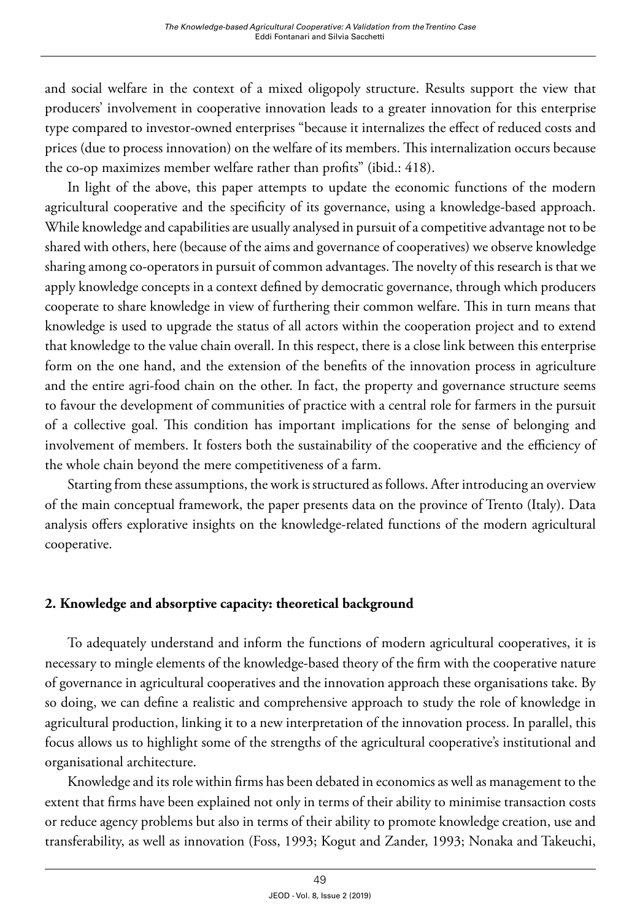and social welfare in the context of a mixed oligopoly structure. Results support the view that producers' involvement in cooperative innovation leads to a greater innovation for this enterprise type compared to investor-owned enterprises "because it internalizes the effect of reduced costs and prices (due to process innovation) on the welfare of its members. This internalization occurs because the co-op maximizes member welfare rather than profits" (ibid.: 418).

In light of the above, this paper attempts to update the economic functions of the modern agricultural cooperative and the specificity of its governance, using a knowledge-based approach. While knowledge and capabilities are usually analysed in pursuit of a competitive advantage not to be shared with others, here (because of the aims and governance of cooperatives) we observe knowledge sharing among co-operators in pursuit of common advantages. The novelty of this research is that we apply knowledge concepts in a context defined by democratic governance, through which producers cooperate to share knowledge in view of furthering their common welfare. This in turn means that knowledge is used to upgrade the status of all actors within the cooperation project and to extend that knowledge to the value chain overall. In this respect, there is a close link between this enterprise form on the one hand, and the extension of the benefits of the innovation process in agriculture and the entire agri-food chain on the other. In fact, the property and governance structure seems to favour the development of communities of practice with a central role for farmers in the pursuit of a collective goal. This condition has important implications for the sense of belonging and involvement of members. It fosters both the sustainability of the cooperative and the efficiency of the whole chain beyond the mere competitiveness of a farm.

Starting from these assumptions, the work is structured as follows. After introducing an overview of the main conceptual framework, the paper presents data on the province of Trento (Italy). Data analysis offers explorative insights on the knowledge-related functions of the modern agricultural cooperative.

## 2. Knowledge and absorptive capacity: theoretical background

To adequately understand and inform the functions of modern agricultural cooperatives, it is necessary to mingle elements of the knowledge-based theory of the firm with the cooperative nature of governance in agricultural cooperatives and the innovation approach these organisations take. By so doing, we can define a realistic and comprehensive approach to study the role of knowledge in agricultural production, linking it to a new interpretation of the innovation process. In parallel, this focus allows us to highlight some of the strengths of the agricultural cooperative's institutional and organisational architecture.

Knowledge and its role within firms has been debated in economics as well as management to the extent that firms have been explained not only in terms of their ability to minimise transaction costs or reduce agency problems but also in terms of their ability to promote knowledge creation, use and transferability, as well as innovation (Foss, 1993; Kogut and Zander, 1993; Nonaka and Takeuchi,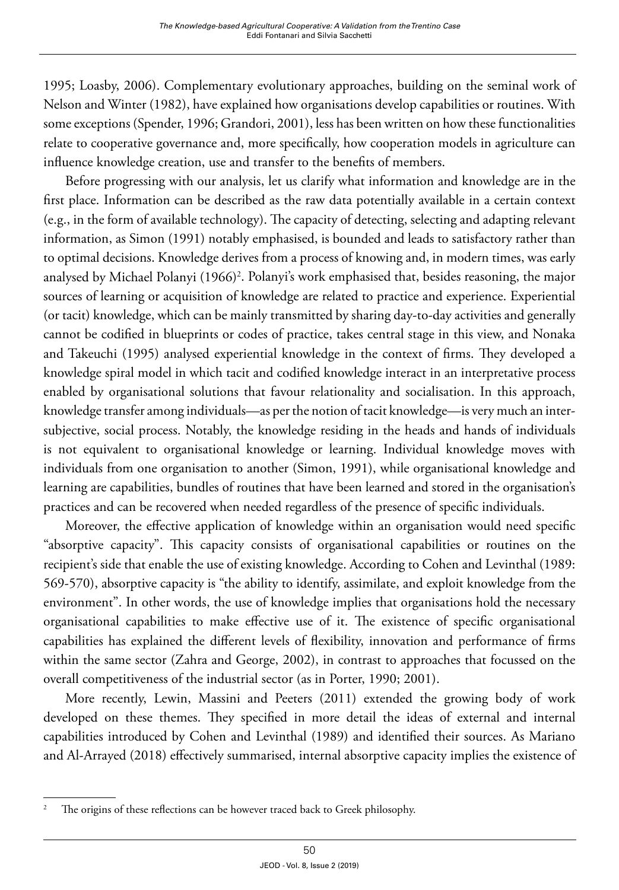1995; Loasby, 2006). Complementary evolutionary approaches, building on the seminal work of Nelson and Winter (1982), have explained how organisations develop capabilities or routines. With some exceptions (Spender, 1996; Grandori, 2001), less has been written on how these functionalities relate to cooperative governance and, more specifically, how cooperation models in agriculture can influence knowledge creation, use and transfer to the benefits of members.

Before progressing with our analysis, let us clarify what information and knowledge are in the first place. Information can be described as the raw data potentially available in a certain context (e.g., in the form of available technology). The capacity of detecting, selecting and adapting relevant information, as Simon (1991) notably emphasised, is bounded and leads to satisfactory rather than to optimal decisions. Knowledge derives from a process of knowing and, in modern times, was early analysed by Michael Polanyi (1966)[2]. Polanyi's work emphasised that, besides reasoning, the major sources of learning or acquisition of knowledge are related to practice and experience. Experiential (or tacit) knowledge, which can be mainly transmitted by sharing day-to-day activities and generally cannot be codified in blueprints or codes of practice, takes central stage in this view, and Nonaka and Takeuchi (1995) analysed experiential knowledge in the context of firms. They developed a knowledge spiral model in which tacit and codified knowledge interact in an interpretative process enabled by organisational solutions that favour relationality and socialisation. In this approach, knowledge transfer among individuals—as per the notion of tacit knowledge—is very much an inter-subjective, social process. Notably, the knowledge residing in the heads and hands of individuals is not equivalent to organisational knowledge or learning. Individual knowledge moves with individuals from one organisation to another (Simon, 1991), while organisational knowledge and learning are capabilities, bundles of routines that have been learned and stored in the organisation's practices and can be recovered when needed regardless of the presence of specific individuals.

Moreover, the effective application of knowledge within an organisation would need specific "absorptive capacity". This capacity consists of organisational capabilities or routines on the recipient's side that enable the use of existing knowledge. According to Cohen and Levinthal (1989: 569-570), absorptive capacity is "the ability to identify, assimilate, and exploit knowledge from the environment". In other words, the use of knowledge implies that organisations hold the necessary organisational capabilities to make effective use of it. The existence of specific organisational capabilities has explained the different levels of flexibility, innovation and performance of firms within the same sector (Zahra and George, 2002), in contrast to approaches that focussed on the overall competitiveness of the industrial sector (as in Porter, 1990; 2001).

More recently, Lewin, Massini and Peeters (2011) extended the growing body of work developed on these themes. They specified in more detail the ideas of external and internal capabilities introduced by Cohen and Levinthal (1989) and identified their sources. As Mariano and Al-Arrayed (2018) effectively summarised, internal absorptive capacity implies the existence of

[2] The origins of these reflections can be however traced back to Greek philosophy.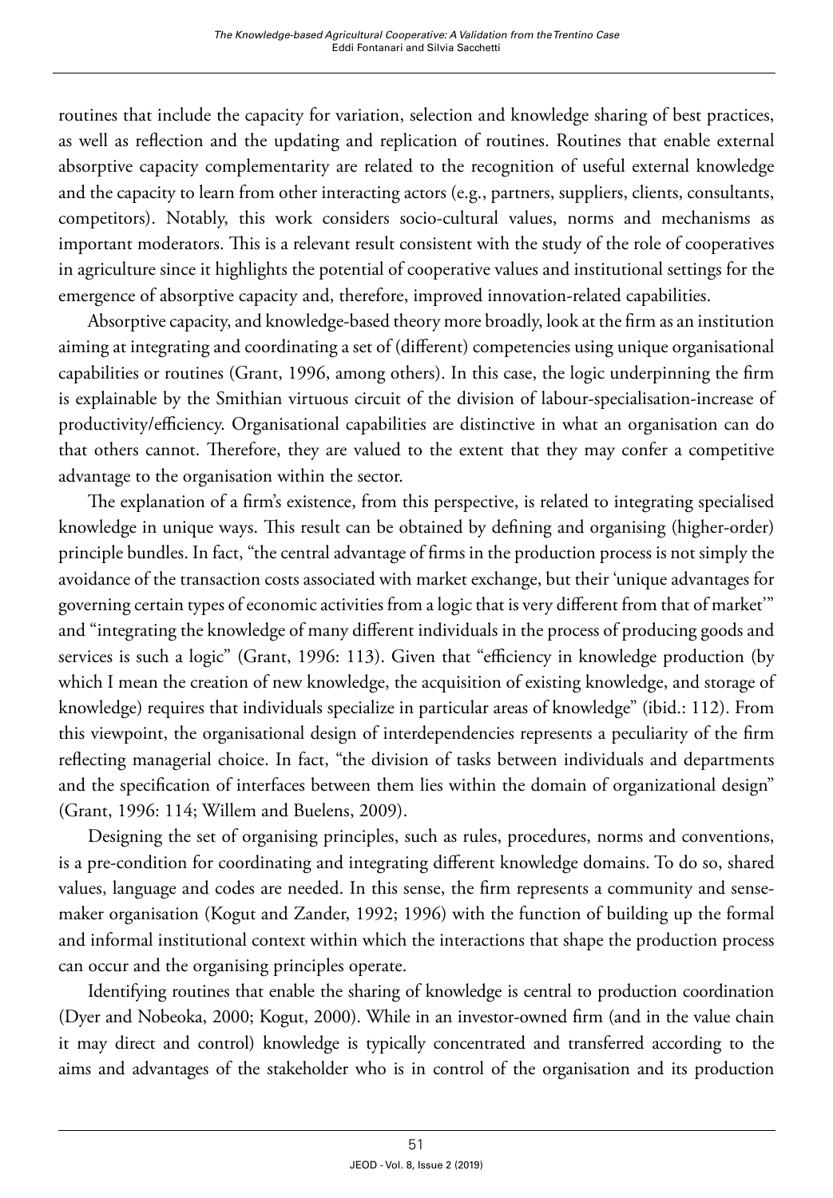routines that include the capacity for variation, selection and knowledge sharing of best practices, as well as reflection and the updating and replication of routines. Routines that enable external absorptive capacity complementarity are related to the recognition of useful external knowledge and the capacity to learn from other interacting actors (e.g., partners, suppliers, clients, consultants, competitors). Notably, this work considers socio-cultural values, norms and mechanisms as important moderators. This is a relevant result consistent with the study of the role of cooperatives in agriculture since it highlights the potential of cooperative values and institutional settings for the emergence of absorptive capacity and, therefore, improved innovation-related capabilities.

Absorptive capacity, and knowledge-based theory more broadly, look at the firm as an institution aiming at integrating and coordinating a set of (different) competencies using unique organisational capabilities or routines (Grant, 1996, among others). In this case, the logic underpinning the firm is explainable by the Smithian virtuous circuit of the division of labour-specialisation-increase of productivity/efficiency. Organisational capabilities are distinctive in what an organisation can do that others cannot. Therefore, they are valued to the extent that they may confer a competitive advantage to the organisation within the sector.

The explanation of a firm's existence, from this perspective, is related to integrating specialised knowledge in unique ways. This result can be obtained by defining and organising (higher-order) principle bundles. In fact, "the central advantage of firms in the production process is not simply the avoidance of the transaction costs associated with market exchange, but their 'unique advantages for governing certain types of economic activities from a logic that is very different from that of market'" and "integrating the knowledge of many different individuals in the process of producing goods and services is such a logic" (Grant, 1996: 113). Given that "efficiency in knowledge production (by which I mean the creation of new knowledge, the acquisition of existing knowledge, and storage of knowledge) requires that individuals specialize in particular areas of knowledge" (ibid.: 112). From this viewpoint, the organisational design of interdependencies represents a peculiarity of the firm reflecting managerial choice. In fact, "the division of tasks between individuals and departments and the specification of interfaces between them lies within the domain of organizational design" (Grant, 1996: 114; Willem and Buelens, 2009).

Designing the set of organising principles, such as rules, procedures, norms and conventions, is a pre-condition for coordinating and integrating different knowledge domains. To do so, shared values, language and codes are needed. In this sense, the firm represents a community and sense-maker organisation (Kogut and Zander, 1992; 1996) with the function of building up the formal and informal institutional context within which the interactions that shape the production process can occur and the organising principles operate.

Identifying routines that enable the sharing of knowledge is central to production coordination (Dyer and Nobeoka, 2000; Kogut, 2000). While in an investor-owned firm (and in the value chain it may direct and control) knowledge is typically concentrated and transferred according to the aims and advantages of the stakeholder who is in control of the organisation and its production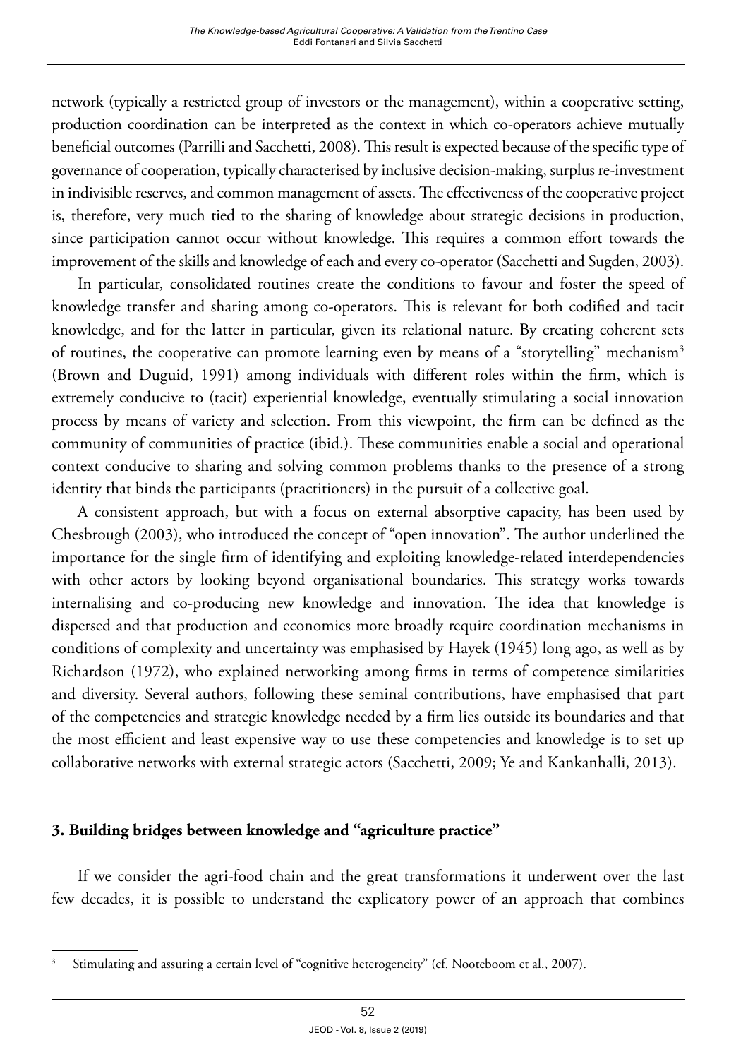network (typically a restricted group of investors or the management), within a cooperative setting, production coordination can be interpreted as the context in which co-operators achieve mutually beneficial outcomes (Parrilli and Sacchetti, 2008). This result is expected because of the specific type of governance of cooperation, typically characterised by inclusive decision-making, surplus re-investment in indivisible reserves, and common management of assets. The effectiveness of the cooperative project is, therefore, very much tied to the sharing of knowledge about strategic decisions in production, since participation cannot occur without knowledge. This requires a common effort towards the improvement of the skills and knowledge of each and every co-operator (Sacchetti and Sugden, 2003).

In particular, consolidated routines create the conditions to favour and foster the speed of knowledge transfer and sharing among co-operators. This is relevant for both codified and tacit knowledge, and for the latter in particular, given its relational nature. By creating coherent sets of routines, the cooperative can promote learning even by means of a "storytelling" mechanism[3] (Brown and Duguid, 1991) among individuals with different roles within the firm, which is extremely conducive to (tacit) experiential knowledge, eventually stimulating a social innovation process by means of variety and selection. From this viewpoint, the firm can be defined as the community of communities of practice (ibid.). These communities enable a social and operational context conducive to sharing and solving common problems thanks to the presence of a strong identity that binds the participants (practitioners) in the pursuit of a collective goal.

A consistent approach, but with a focus on external absorptive capacity, has been used by Chesbrough (2003), who introduced the concept of "open innovation". The author underlined the importance for the single firm of identifying and exploiting knowledge-related interdependencies with other actors by looking beyond organisational boundaries. This strategy works towards internalising and co-producing new knowledge and innovation. The idea that knowledge is dispersed and that production and economies more broadly require coordination mechanisms in conditions of complexity and uncertainty was emphasised by Hayek (1945) long ago, as well as by Richardson (1972), who explained networking among firms in terms of competence similarities and diversity. Several authors, following these seminal contributions, have emphasised that part of the competencies and strategic knowledge needed by a firm lies outside its boundaries and that the most efficient and least expensive way to use these competencies and knowledge is to set up collaborative networks with external strategic actors (Sacchetti, 2009; Ye and Kankanhalli, 2013).

## 3. Building bridges between knowledge and "agriculture practice"

If we consider the agri-food chain and the great transformations it underwent over the last few decades, it is possible to understand the explicatory power of an approach that combines

[3] Stimulating and assuring a certain level of "cognitive heterogeneity" (cf. Nooteboom et al., 2007).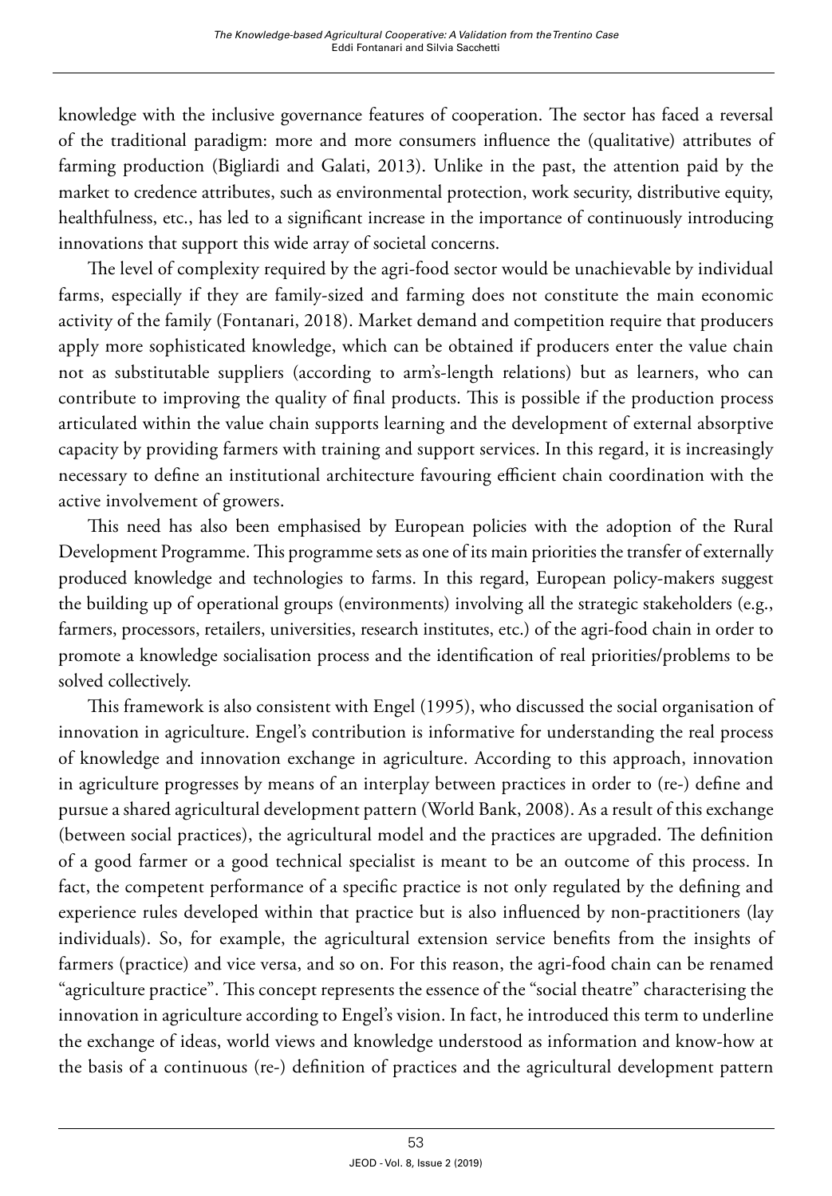knowledge with the inclusive governance features of cooperation. The sector has faced a reversal of the traditional paradigm: more and more consumers influence the (qualitative) attributes of farming production (Bigliardi and Galati, 2013). Unlike in the past, the attention paid by the market to credence attributes, such as environmental protection, work security, distributive equity, healthfulness, etc., has led to a significant increase in the importance of continuously introducing innovations that support this wide array of societal concerns.

The level of complexity required by the agri-food sector would be unachievable by individual farms, especially if they are family-sized and farming does not constitute the main economic activity of the family (Fontanari, 2018). Market demand and competition require that producers apply more sophisticated knowledge, which can be obtained if producers enter the value chain not as substitutable suppliers (according to arm's-length relations) but as learners, who can contribute to improving the quality of final products. This is possible if the production process articulated within the value chain supports learning and the development of external absorptive capacity by providing farmers with training and support services. In this regard, it is increasingly necessary to define an institutional architecture favouring efficient chain coordination with the active involvement of growers.

This need has also been emphasised by European policies with the adoption of the Rural Development Programme. This programme sets as one of its main priorities the transfer of externally produced knowledge and technologies to farms. In this regard, European policy-makers suggest the building up of operational groups (environments) involving all the strategic stakeholders (e.g., farmers, processors, retailers, universities, research institutes, etc.) of the agri-food chain in order to promote a knowledge socialisation process and the identification of real priorities/problems to be solved collectively.

This framework is also consistent with Engel (1995), who discussed the social organisation of innovation in agriculture. Engel's contribution is informative for understanding the real process of knowledge and innovation exchange in agriculture. According to this approach, innovation in agriculture progresses by means of an interplay between practices in order to (re-) define and pursue a shared agricultural development pattern (World Bank, 2008). As a result of this exchange (between social practices), the agricultural model and the practices are upgraded. The definition of a good farmer or a good technical specialist is meant to be an outcome of this process. In fact, the competent performance of a specific practice is not only regulated by the defining and experience rules developed within that practice but is also influenced by non-practitioners (lay individuals). So, for example, the agricultural extension service benefits from the insights of farmers (practice) and vice versa, and so on. For this reason, the agri-food chain can be renamed "agriculture practice". This concept represents the essence of the "social theatre" characterising the innovation in agriculture according to Engel's vision. In fact, he introduced this term to underline the exchange of ideas, world views and knowledge understood as information and know-how at the basis of a continuous (re-) definition of practices and the agricultural development pattern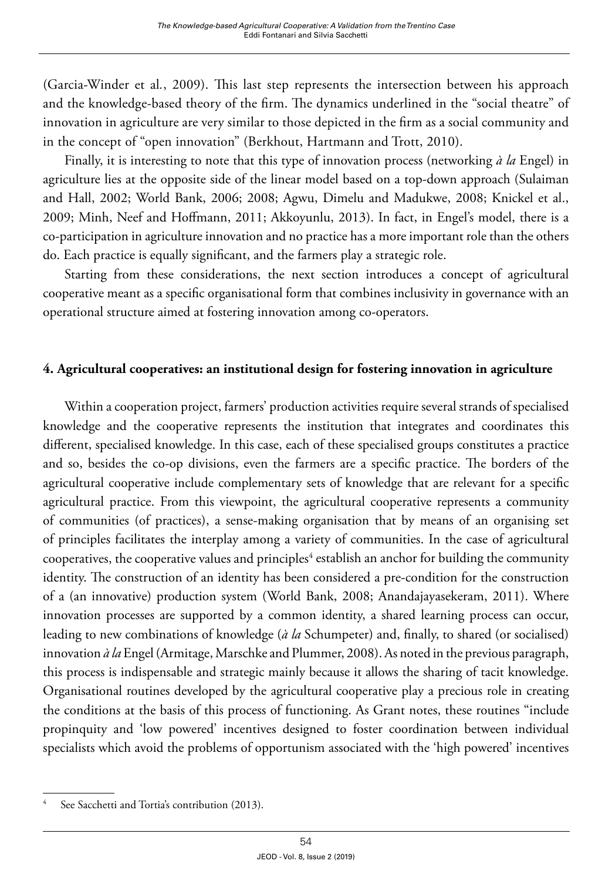(Garcia-Winder et al., 2009). This last step represents the intersection between his approach and the knowledge-based theory of the firm. The dynamics underlined in the "social theatre" of innovation in agriculture are very similar to those depicted in the firm as a social community and in the concept of "open innovation" (Berkhout, Hartmann and Trott, 2010).

Finally, it is interesting to note that this type of innovation process (networking *à la* Engel) in agriculture lies at the opposite side of the linear model based on a top-down approach (Sulaiman and Hall, 2002; World Bank, 2006; 2008; Agwu, Dimelu and Madukwe, 2008; Knickel et al., 2009; Minh, Neef and Hoffmann, 2011; Akkoyunlu, 2013). In fact, in Engel's model, there is a co-participation in agriculture innovation and no practice has a more important role than the others do. Each practice is equally significant, and the farmers play a strategic role.

Starting from these considerations, the next section introduces a concept of agricultural cooperative meant as a specific organisational form that combines inclusivity in governance with an operational structure aimed at fostering innovation among co-operators.

## 4. Agricultural cooperatives: an institutional design for fostering innovation in agriculture

Within a cooperation project, farmers' production activities require several strands of specialised knowledge and the cooperative represents the institution that integrates and coordinates this different, specialised knowledge. In this case, each of these specialised groups constitutes a practice and so, besides the co-op divisions, even the farmers are a specific practice. The borders of the agricultural cooperative include complementary sets of knowledge that are relevant for a specific agricultural practice. From this viewpoint, the agricultural cooperative represents a community of communities (of practices), a sense-making organisation that by means of an organising set of principles facilitates the interplay among a variety of communities. In the case of agricultural cooperatives, the cooperative values and principles[4] establish an anchor for building the community identity. The construction of an identity has been considered a pre-condition for the construction of a (an innovative) production system (World Bank, 2008; Anandajayasekeram, 2011). Where innovation processes are supported by a common identity, a shared learning process can occur, leading to new combinations of knowledge (*à la* Schumpeter) and, finally, to shared (or socialised) innovation *à la* Engel (Armitage, Marschke and Plummer, 2008). As noted in the previous paragraph, this process is indispensable and strategic mainly because it allows the sharing of tacit knowledge. Organisational routines developed by the agricultural cooperative play a precious role in creating the conditions at the basis of this process of functioning. As Grant notes, these routines "include propinquity and 'low powered' incentives designed to foster coordination between individual specialists which avoid the problems of opportunism associated with the 'high powered' incentives

---

[4] See Sacchetti and Tortia's contribution (2013).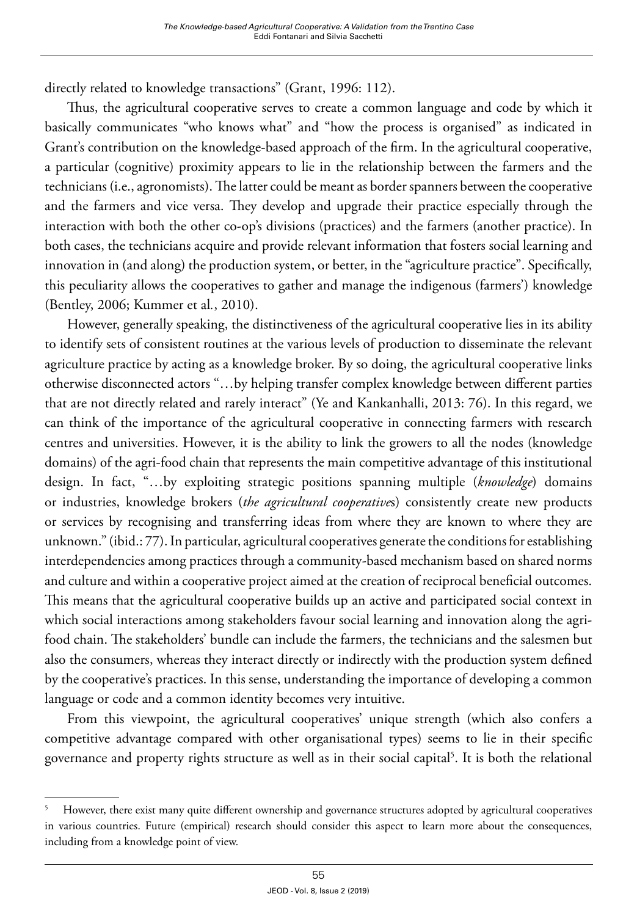directly related to knowledge transactions" (Grant, 1996: 112).

Thus, the agricultural cooperative serves to create a common language and code by which it basically communicates "who knows what" and "how the process is organised" as indicated in Grant's contribution on the knowledge-based approach of the firm. In the agricultural cooperative, a particular (cognitive) proximity appears to lie in the relationship between the farmers and the technicians (i.e., agronomists). The latter could be meant as border spanners between the cooperative and the farmers and vice versa. They develop and upgrade their practice especially through the interaction with both the other co-op's divisions (practices) and the farmers (another practice). In both cases, the technicians acquire and provide relevant information that fosters social learning and innovation in (and along) the production system, or better, in the "agriculture practice". Specifically, this peculiarity allows the cooperatives to gather and manage the indigenous (farmers') knowledge (Bentley, 2006; Kummer et al*.*, 2010).

However, generally speaking, the distinctiveness of the agricultural cooperative lies in its ability to identify sets of consistent routines at the various levels of production to disseminate the relevant agriculture practice by acting as a knowledge broker. By so doing, the agricultural cooperative links otherwise disconnected actors "…by helping transfer complex knowledge between different parties that are not directly related and rarely interact" (Ye and Kankanhalli, 2013: 76). In this regard, we can think of the importance of the agricultural cooperative in connecting farmers with research centres and universities. However, it is the ability to link the growers to all the nodes (knowledge domains) of the agri-food chain that represents the main competitive advantage of this institutional design. In fact, "…by exploiting strategic positions spanning multiple (*knowledge*) domains or industries, knowledge brokers (*the agricultural cooperative*s) consistently create new products or services by recognising and transferring ideas from where they are known to where they are unknown." (ibid.: 77). In particular, agricultural cooperatives generate the conditions for establishing interdependencies among practices through a community-based mechanism based on shared norms and culture and within a cooperative project aimed at the creation of reciprocal beneficial outcomes. This means that the agricultural cooperative builds up an active and participated social context in which social interactions among stakeholders favour social learning and innovation along the agri-food chain. The stakeholders' bundle can include the farmers, the technicians and the salesmen but also the consumers, whereas they interact directly or indirectly with the production system defined by the cooperative's practices. In this sense, understanding the importance of developing a common language or code and a common identity becomes very intuitive.

From this viewpoint, the agricultural cooperatives' unique strength (which also confers a competitive advantage compared with other organisational types) seems to lie in their specific governance and property rights structure as well as in their social capital[5]. It is both the relational

[5] However, there exist many quite different ownership and governance structures adopted by agricultural cooperatives in various countries. Future (empirical) research should consider this aspect to learn more about the consequences, including from a knowledge point of view.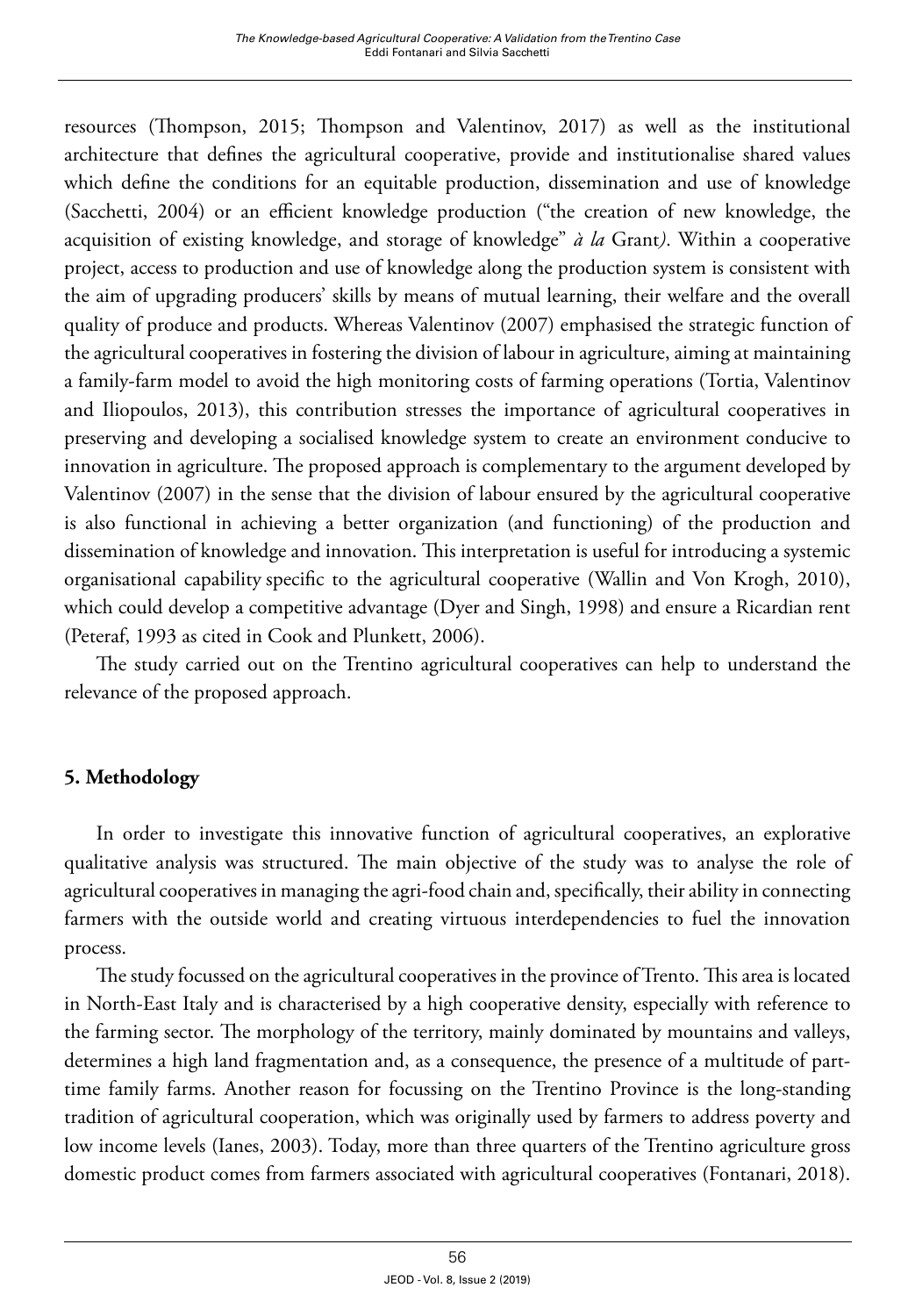resources (Thompson, 2015; Thompson and Valentinov, 2017) as well as the institutional architecture that defines the agricultural cooperative, provide and institutionalise shared values which define the conditions for an equitable production, dissemination and use of knowledge (Sacchetti, 2004) or an efficient knowledge production ("the creation of new knowledge, the acquisition of existing knowledge, and storage of knowledge" *à la* Grant*)*. Within a cooperative project, access to production and use of knowledge along the production system is consistent with the aim of upgrading producers' skills by means of mutual learning, their welfare and the overall quality of produce and products. Whereas Valentinov (2007) emphasised the strategic function of the agricultural cooperatives in fostering the division of labour in agriculture, aiming at maintaining a family-farm model to avoid the high monitoring costs of farming operations (Tortia, Valentinov and Iliopoulos, 2013), this contribution stresses the importance of agricultural cooperatives in preserving and developing a socialised knowledge system to create an environment conducive to innovation in agriculture. The proposed approach is complementary to the argument developed by Valentinov (2007) in the sense that the division of labour ensured by the agricultural cooperative is also functional in achieving a better organization (and functioning) of the production and dissemination of knowledge and innovation. This interpretation is useful for introducing a systemic organisational capability specific to the agricultural cooperative (Wallin and Von Krogh, 2010), which could develop a competitive advantage (Dyer and Singh, 1998) and ensure a Ricardian rent (Peteraf, 1993 as cited in Cook and Plunkett, 2006).

The study carried out on the Trentino agricultural cooperatives can help to understand the relevance of the proposed approach.

## 5. Methodology

In order to investigate this innovative function of agricultural cooperatives, an explorative qualitative analysis was structured. The main objective of the study was to analyse the role of agricultural cooperatives in managing the agri-food chain and, specifically, their ability in connecting farmers with the outside world and creating virtuous interdependencies to fuel the innovation process.

The study focussed on the agricultural cooperatives in the province of Trento. This area is located in North-East Italy and is characterised by a high cooperative density, especially with reference to the farming sector. The morphology of the territory, mainly dominated by mountains and valleys, determines a high land fragmentation and, as a consequence, the presence of a multitude of part-time family farms. Another reason for focussing on the Trentino Province is the long-standing tradition of agricultural cooperation, which was originally used by farmers to address poverty and low income levels (Ianes, 2003). Today, more than three quarters of the Trentino agriculture gross domestic product comes from farmers associated with agricultural cooperatives (Fontanari, 2018).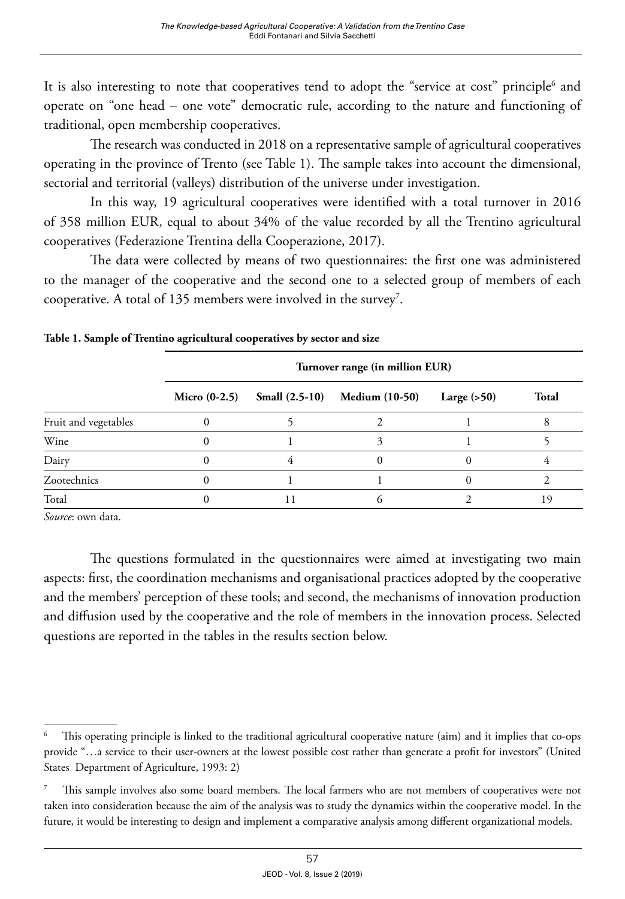It is also interesting to note that cooperatives tend to adopt the "service at cost" principle[6] and operate on "one head – one vote" democratic rule, according to the nature and functioning of traditional, open membership cooperatives.

The research was conducted in 2018 on a representative sample of agricultural cooperatives operating in the province of Trento (see Table 1). The sample takes into account the dimensional, sectorial and territorial (valleys) distribution of the universe under investigation.

In this way, 19 agricultural cooperatives were identified with a total turnover in 2016 of 358 million EUR, equal to about 34% of the value recorded by all the Trentino agricultural cooperatives (Federazione Trentina della Cooperazione, 2017).

The data were collected by means of two questionnaires: the first one was administered to the manager of the cooperative and the second one to a selected group of members of each cooperative. A total of 135 members were involved in the survey[7].

**Table 1. Sample of Trentino agricultural cooperatives by sector and size**

| | Turnover range (in million EUR) | | | | |
|---|---|---|---|---|---|
| | **Micro (0-2.5)** | **Small (2.5-10)** | **Medium (10-50)** | **Large (>50)** | **Total** |
| Fruit and vegetables | 0 | 5 | 2 | 1 | 8 |
| Wine | 0 | 1 | 3 | 1 | 5 |
| Dairy | 0 | 4 | 0 | 0 | 4 |
| Zootechnics | 0 | 1 | 1 | 0 | 2 |
| Total | 0 | 11 | 6 | 2 | 19 |

*Source*: own data.

The questions formulated in the questionnaires were aimed at investigating two main aspects: first, the coordination mechanisms and organisational practices adopted by the cooperative and the members' perception of these tools; and second, the mechanisms of innovation production and diffusion used by the cooperative and the role of members in the innovation process. Selected questions are reported in the tables in the results section below.

---

[6] This operating principle is linked to the traditional agricultural cooperative nature (aim) and it implies that co-ops provide "…a service to their user-owners at the lowest possible cost rather than generate a profit for investors" (United States Department of Agriculture, 1993: 2)

[7] This sample involves also some board members. The local farmers who are not members of cooperatives were not taken into consideration because the aim of the analysis was to study the dynamics within the cooperative model. In the future, it would be interesting to design and implement a comparative analysis among different organizational models.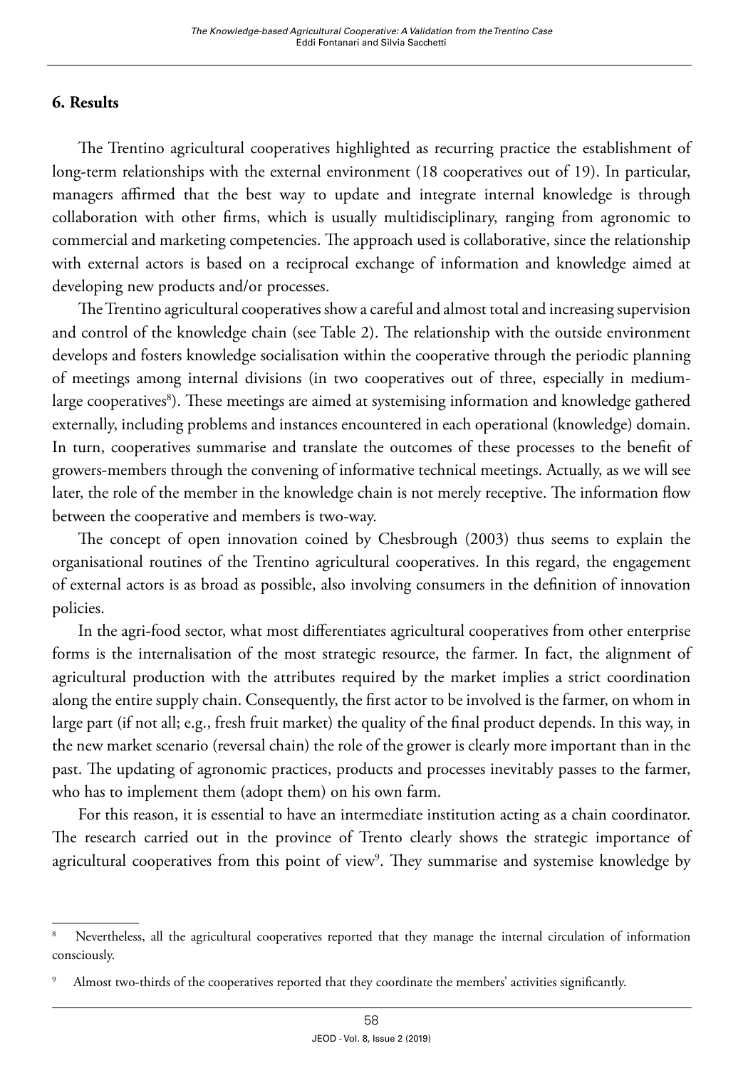## 6. Results

The Trentino agricultural cooperatives highlighted as recurring practice the establishment of long-term relationships with the external environment (18 cooperatives out of 19). In particular, managers affirmed that the best way to update and integrate internal knowledge is through collaboration with other firms, which is usually multidisciplinary, ranging from agronomic to commercial and marketing competencies. The approach used is collaborative, since the relationship with external actors is based on a reciprocal exchange of information and knowledge aimed at developing new products and/or processes.

The Trentino agricultural cooperatives show a careful and almost total and increasing supervision and control of the knowledge chain (see Table 2). The relationship with the outside environment develops and fosters knowledge socialisation within the cooperative through the periodic planning of meetings among internal divisions (in two cooperatives out of three, especially in medium-large cooperatives[8]). These meetings are aimed at systemising information and knowledge gathered externally, including problems and instances encountered in each operational (knowledge) domain. In turn, cooperatives summarise and translate the outcomes of these processes to the benefit of growers-members through the convening of informative technical meetings. Actually, as we will see later, the role of the member in the knowledge chain is not merely receptive. The information flow between the cooperative and members is two-way.

The concept of open innovation coined by Chesbrough (2003) thus seems to explain the organisational routines of the Trentino agricultural cooperatives. In this regard, the engagement of external actors is as broad as possible, also involving consumers in the definition of innovation policies.

In the agri-food sector, what most differentiates agricultural cooperatives from other enterprise forms is the internalisation of the most strategic resource, the farmer. In fact, the alignment of agricultural production with the attributes required by the market implies a strict coordination along the entire supply chain. Consequently, the first actor to be involved is the farmer, on whom in large part (if not all; e.g., fresh fruit market) the quality of the final product depends. In this way, in the new market scenario (reversal chain) the role of the grower is clearly more important than in the past. The updating of agronomic practices, products and processes inevitably passes to the farmer, who has to implement them (adopt them) on his own farm.

For this reason, it is essential to have an intermediate institution acting as a chain coordinator. The research carried out in the province of Trento clearly shows the strategic importance of agricultural cooperatives from this point of view[9]. They summarise and systemise knowledge by

---

[8] Nevertheless, all the agricultural cooperatives reported that they manage the internal circulation of information consciously.

[9] Almost two-thirds of the cooperatives reported that they coordinate the members' activities significantly.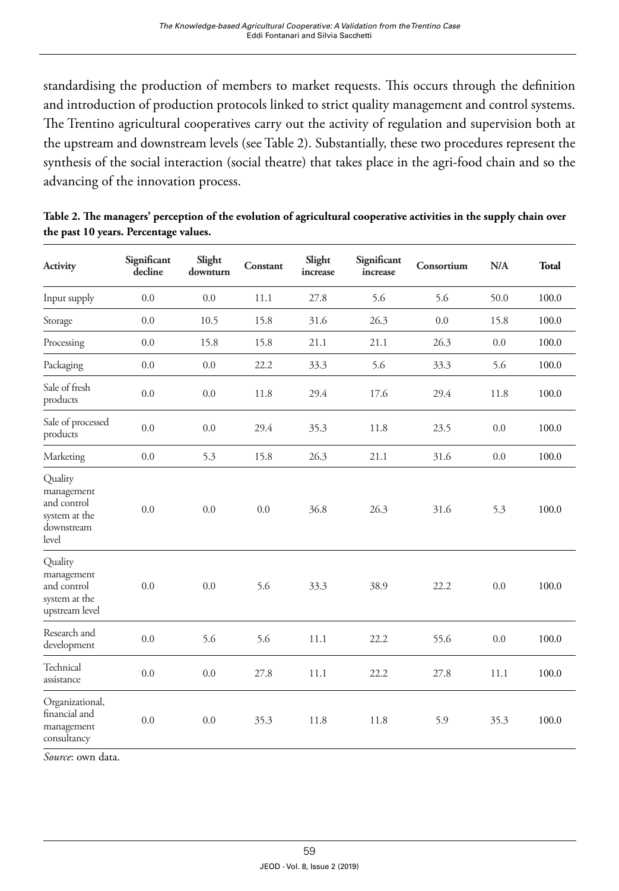standardising the production of members to market requests. This occurs through the definition and introduction of production protocols linked to strict quality management and control systems. The Trentino agricultural cooperatives carry out the activity of regulation and supervision both at the upstream and downstream levels (see Table 2). Substantially, these two procedures represent the synthesis of the social interaction (social theatre) that takes place in the agri-food chain and so the advancing of the innovation process.

**Table 2. The managers' perception of the evolution of agricultural cooperative activities in the supply chain over the past 10 years. Percentage values.**

| Activity | Significant decline | Slight downturn | Constant | Slight increase | Significant increase | Consortium | N/A | Total |
|---|---|---|---|---|---|---|---|---|
| Input supply | 0.0 | 0.0 | 11.1 | 27.8 | 5.6 | 5.6 | 50.0 | 100.0 |
| Storage | 0.0 | 10.5 | 15.8 | 31.6 | 26.3 | 0.0 | 15.8 | 100.0 |
| Processing | 0.0 | 15.8 | 15.8 | 21.1 | 21.1 | 26.3 | 0.0 | 100.0 |
| Packaging | 0.0 | 0.0 | 22.2 | 33.3 | 5.6 | 33.3 | 5.6 | 100.0 |
| Sale of fresh products | 0.0 | 0.0 | 11.8 | 29.4 | 17.6 | 29.4 | 11.8 | 100.0 |
| Sale of processed products | 0.0 | 0.0 | 29.4 | 35.3 | 11.8 | 23.5 | 0.0 | 100.0 |
| Marketing | 0.0 | 5.3 | 15.8 | 26.3 | 21.1 | 31.6 | 0.0 | 100.0 |
| Quality management and control system at the downstream level | 0.0 | 0.0 | 0.0 | 36.8 | 26.3 | 31.6 | 5.3 | 100.0 |
| Quality management and control system at the upstream level | 0.0 | 0.0 | 5.6 | 33.3 | 38.9 | 22.2 | 0.0 | 100.0 |
| Research and development | 0.0 | 5.6 | 5.6 | 11.1 | 22.2 | 55.6 | 0.0 | 100.0 |
| Technical assistance | 0.0 | 0.0 | 27.8 | 11.1 | 22.2 | 27.8 | 11.1 | 100.0 |
| Organizational, financial and management consultancy | 0.0 | 0.0 | 35.3 | 11.8 | 11.8 | 5.9 | 35.3 | 100.0 |

*Source*: own data.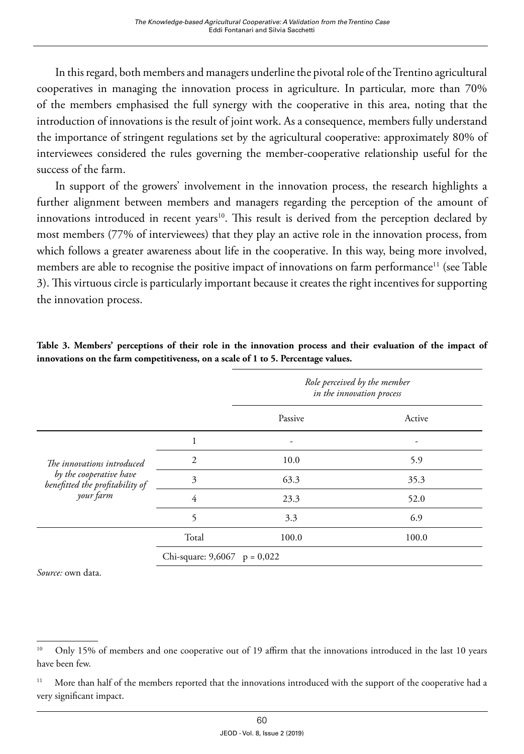In this regard, both members and managers underline the pivotal role of the Trentino agricultural cooperatives in managing the innovation process in agriculture. In particular, more than 70% of the members emphasised the full synergy with the cooperative in this area, noting that the introduction of innovations is the result of joint work. As a consequence, members fully understand the importance of stringent regulations set by the agricultural cooperative: approximately 80% of interviewees considered the rules governing the member-cooperative relationship useful for the success of the farm.

In support of the growers' involvement in the innovation process, the research highlights a further alignment between members and managers regarding the perception of the amount of innovations introduced in recent years[10]. This result is derived from the perception declared by most members (77% of interviewees) that they play an active role in the innovation process, from which follows a greater awareness about life in the cooperative. In this way, being more involved, members are able to recognise the positive impact of innovations on farm performance[11] (see Table 3). This virtuous circle is particularly important because it creates the right incentives for supporting the innovation process.

**Table 3. Members' perceptions of their role in the innovation process and their evaluation of the impact of innovations on the farm competitiveness, on a scale of 1 to 5. Percentage values.**

| | | *Role perceived by the member in the innovation process* | |
|---|---|---|---|
| | | Passive | Active |
| *The innovations introduced by the cooperative have benefitted the profitability of your farm* | 1 | - | - |
| | 2 | 10.0 | 5.9 |
| | 3 | 63.3 | 35.3 |
| | 4 | 23.3 | 52.0 |
| | 5 | 3.3 | 6.9 |
| | Total | 100.0 | 100.0 |
| | Chi-square: 9,6067 p = 0,022 | | |

*Source:* own data.

[10] Only 15% of members and one cooperative out of 19 affirm that the innovations introduced in the last 10 years have been few.

[11] More than half of the members reported that the innovations introduced with the support of the cooperative had a very significant impact.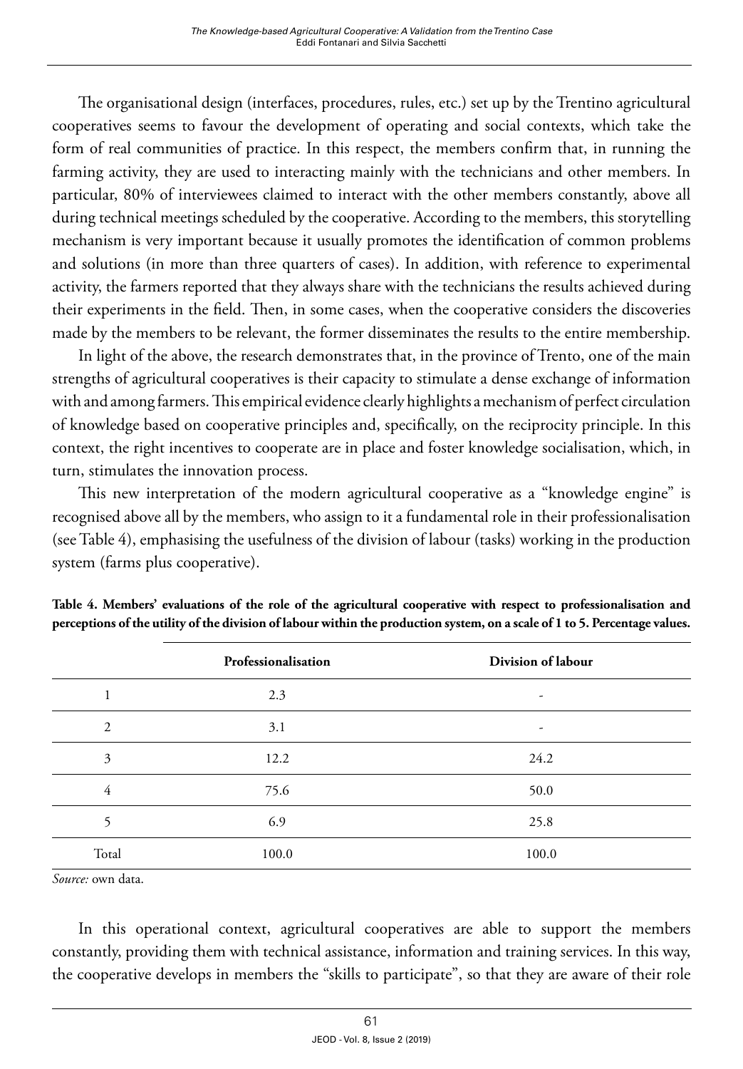The organisational design (interfaces, procedures, rules, etc.) set up by the Trentino agricultural cooperatives seems to favour the development of operating and social contexts, which take the form of real communities of practice. In this respect, the members confirm that, in running the farming activity, they are used to interacting mainly with the technicians and other members. In particular, 80% of interviewees claimed to interact with the other members constantly, above all during technical meetings scheduled by the cooperative. According to the members, this storytelling mechanism is very important because it usually promotes the identification of common problems and solutions (in more than three quarters of cases). In addition, with reference to experimental activity, the farmers reported that they always share with the technicians the results achieved during their experiments in the field. Then, in some cases, when the cooperative considers the discoveries made by the members to be relevant, the former disseminates the results to the entire membership.

In light of the above, the research demonstrates that, in the province of Trento, one of the main strengths of agricultural cooperatives is their capacity to stimulate a dense exchange of information with and among farmers. This empirical evidence clearly highlights a mechanism of perfect circulation of knowledge based on cooperative principles and, specifically, on the reciprocity principle. In this context, the right incentives to cooperate are in place and foster knowledge socialisation, which, in turn, stimulates the innovation process.

This new interpretation of the modern agricultural cooperative as a "knowledge engine" is recognised above all by the members, who assign to it a fundamental role in their professionalisation (see Table 4), emphasising the usefulness of the division of labour (tasks) working in the production system (farms plus cooperative).

**Table 4. Members' evaluations of the role of the agricultural cooperative with respect to professionalisation and perceptions of the utility of the division of labour within the production system, on a scale of 1 to 5. Percentage values.**

| | Professionalisation | Division of labour |
|---|---|---|
| 1 | 2.3 | - |
| 2 | 3.1 | - |
| 3 | 12.2 | 24.2 |
| 4 | 75.6 | 50.0 |
| 5 | 6.9 | 25.8 |
| Total | 100.0 | 100.0 |

*Source:* own data.

In this operational context, agricultural cooperatives are able to support the members constantly, providing them with technical assistance, information and training services. In this way, the cooperative develops in members the "skills to participate", so that they are aware of their role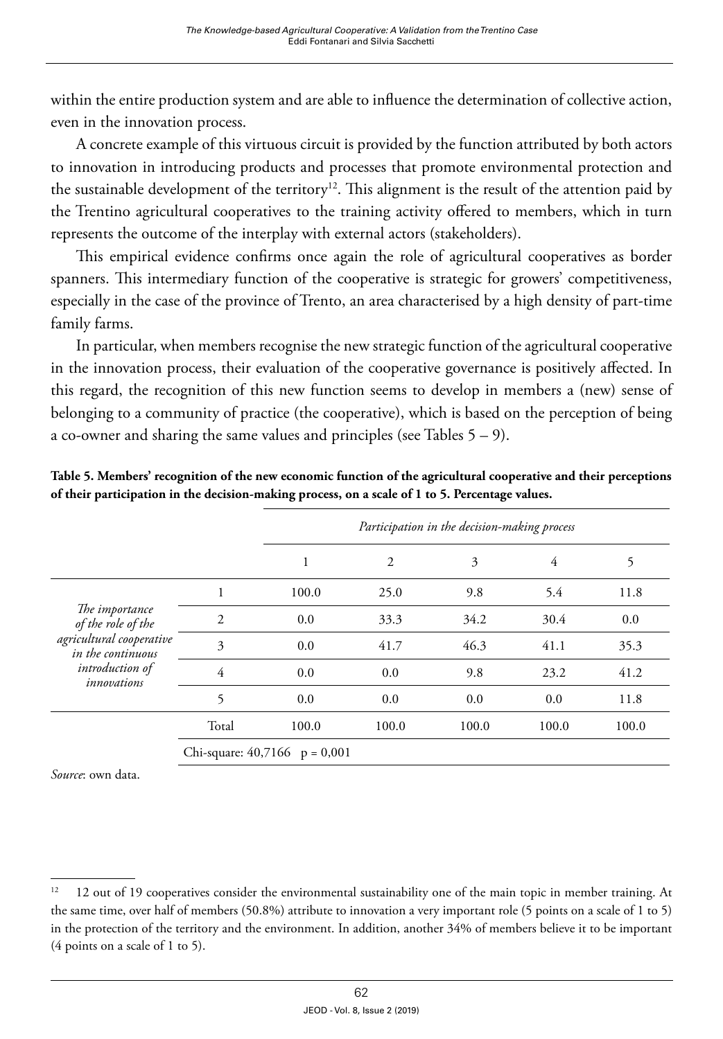within the entire production system and are able to influence the determination of collective action, even in the innovation process.

A concrete example of this virtuous circuit is provided by the function attributed by both actors to innovation in introducing products and processes that promote environmental protection and the sustainable development of the territory[12]. This alignment is the result of the attention paid by the Trentino agricultural cooperatives to the training activity offered to members, which in turn represents the outcome of the interplay with external actors (stakeholders).

This empirical evidence confirms once again the role of agricultural cooperatives as border spanners. This intermediary function of the cooperative is strategic for growers' competitiveness, especially in the case of the province of Trento, an area characterised by a high density of part-time family farms.

In particular, when members recognise the new strategic function of the agricultural cooperative in the innovation process, their evaluation of the cooperative governance is positively affected. In this regard, the recognition of this new function seems to develop in members a (new) sense of belonging to a community of practice (the cooperative), which is based on the perception of being a co-owner and sharing the same values and principles (see Tables 5 – 9).

**Table 5. Members' recognition of the new economic function of the agricultural cooperative and their perceptions of their participation in the decision-making process, on a scale of 1 to 5. Percentage values.**

| | | *Participation in the decision-making process* | | | | |
|---|---|---|---|---|---|---|
| | | 1 | 2 | 3 | 4 | 5 |
| *The importance of the role of the agricultural cooperative in the continuous introduction of innovations* | 1 | 100.0 | 25.0 | 9.8 | 5.4 | 11.8 |
| | 2 | 0.0 | 33.3 | 34.2 | 30.4 | 0.0 |
| | 3 | 0.0 | 41.7 | 46.3 | 41.1 | 35.3 |
| | 4 | 0.0 | 0.0 | 9.8 | 23.2 | 41.2 |
| | 5 | 0.0 | 0.0 | 0.0 | 0.0 | 11.8 |
| | Total | 100.0 | 100.0 | 100.0 | 100.0 | 100.0 |
| | Chi-square: 40,7166 p = 0,001 | | | | | |

*Source*: own data.

[12] 12 out of 19 cooperatives consider the environmental sustainability one of the main topic in member training. At the same time, over half of members (50.8%) attribute to innovation a very important role (5 points on a scale of 1 to 5) in the protection of the territory and the environment. In addition, another 34% of members believe it to be important (4 points on a scale of 1 to 5).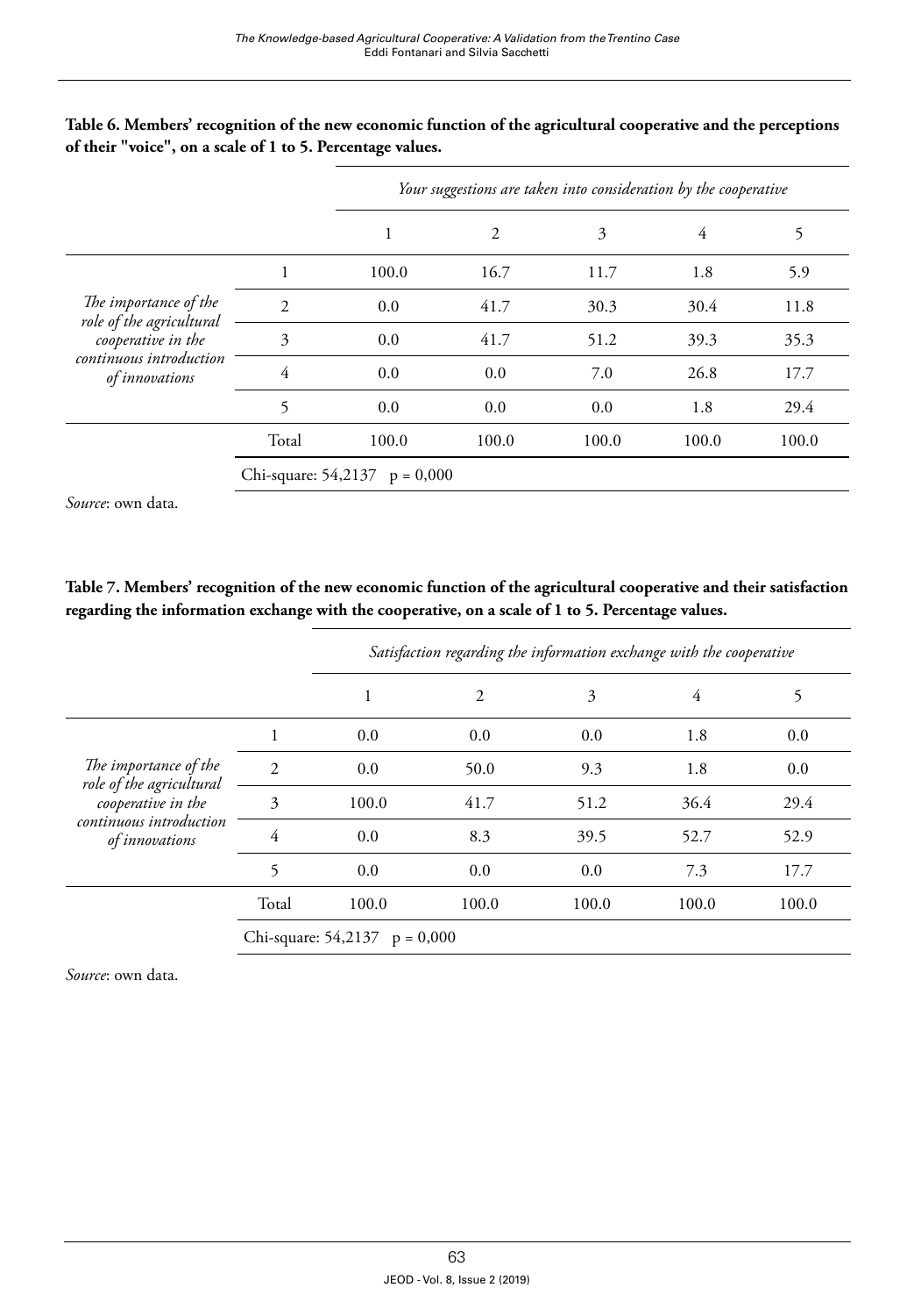**Table 6. Members' recognition of the new economic function of the agricultural cooperative and the perceptions of their "voice", on a scale of 1 to 5. Percentage values.**

| | | *Your suggestions are taken into consideration by the cooperative* | | | | |
|---|---|---|---|---|---|---|
| | | 1 | 2 | 3 | 4 | 5 |
| *The importance of the role of the agricultural cooperative in the continuous introduction of innovations* | 1 | 100.0 | 16.7 | 11.7 | 1.8 | 5.9 |
| | 2 | 0.0 | 41.7 | 30.3 | 30.4 | 11.8 |
| | 3 | 0.0 | 41.7 | 51.2 | 39.3 | 35.3 |
| | 4 | 0.0 | 0.0 | 7.0 | 26.8 | 17.7 |
| | 5 | 0.0 | 0.0 | 0.0 | 1.8 | 29.4 |
| | Total | 100.0 | 100.0 | 100.0 | 100.0 | 100.0 |
| | Chi-square: 54,2137 p = 0,000 | | | | | |

*Source*: own data.

**Table 7. Members' recognition of the new economic function of the agricultural cooperative and their satisfaction regarding the information exchange with the cooperative, on a scale of 1 to 5. Percentage values.**

| | | *Satisfaction regarding the information exchange with the cooperative* | | | | |
|---|---|---|---|---|---|---|
| | | 1 | 2 | 3 | 4 | 5 |
| *The importance of the role of the agricultural cooperative in the continuous introduction of innovations* | 1 | 0.0 | 0.0 | 0.0 | 1.8 | 0.0 |
| | 2 | 0.0 | 50.0 | 9.3 | 1.8 | 0.0 |
| | 3 | 100.0 | 41.7 | 51.2 | 36.4 | 29.4 |
| | 4 | 0.0 | 8.3 | 39.5 | 52.7 | 52.9 |
| | 5 | 0.0 | 0.0 | 0.0 | 7.3 | 17.7 |
| | Total | 100.0 | 100.0 | 100.0 | 100.0 | 100.0 |
| | Chi-square: 54,2137 p = 0,000 | | | | | |

*Source*: own data.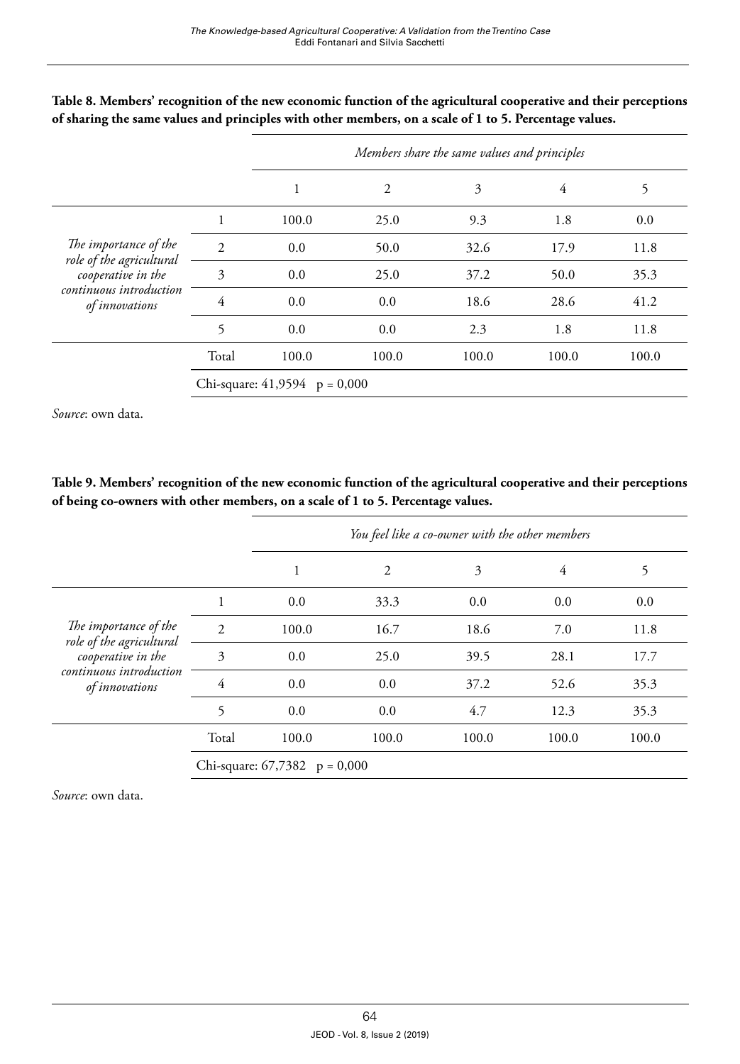**Table 8. Members' recognition of the new economic function of the agricultural cooperative and their perceptions of sharing the same values and principles with other members, on a scale of 1 to 5. Percentage values.**

| | | *Members share the same values and principles* | | | | |
|---|---|---|---|---|---|---|
| | | 1 | 2 | 3 | 4 | 5 |
| *The importance of the role of the agricultural cooperative in the continuous introduction of innovations* | 1 | 100.0 | 25.0 | 9.3 | 1.8 | 0.0 |
| | 2 | 0.0 | 50.0 | 32.6 | 17.9 | 11.8 |
| | 3 | 0.0 | 25.0 | 37.2 | 50.0 | 35.3 |
| | 4 | 0.0 | 0.0 | 18.6 | 28.6 | 41.2 |
| | 5 | 0.0 | 0.0 | 2.3 | 1.8 | 11.8 |
| | Total | 100.0 | 100.0 | 100.0 | 100.0 | 100.0 |
| | Chi-square: 41,9594 p = 0,000 | | | | | |

*Source*: own data.

**Table 9. Members' recognition of the new economic function of the agricultural cooperative and their perceptions of being co-owners with other members, on a scale of 1 to 5. Percentage values.**

| | | *You feel like a co-owner with the other members* | | | | |
|---|---|---|---|---|---|---|
| | | 1 | 2 | 3 | 4 | 5 |
| *The importance of the role of the agricultural cooperative in the continuous introduction of innovations* | 1 | 0.0 | 33.3 | 0.0 | 0.0 | 0.0 |
| | 2 | 100.0 | 16.7 | 18.6 | 7.0 | 11.8 |
| | 3 | 0.0 | 25.0 | 39.5 | 28.1 | 17.7 |
| | 4 | 0.0 | 0.0 | 37.2 | 52.6 | 35.3 |
| | 5 | 0.0 | 0.0 | 4.7 | 12.3 | 35.3 |
| | Total | 100.0 | 100.0 | 100.0 | 100.0 | 100.0 |
| | Chi-square: 67,7382 p = 0,000 | | | | | |

*Source*: own data.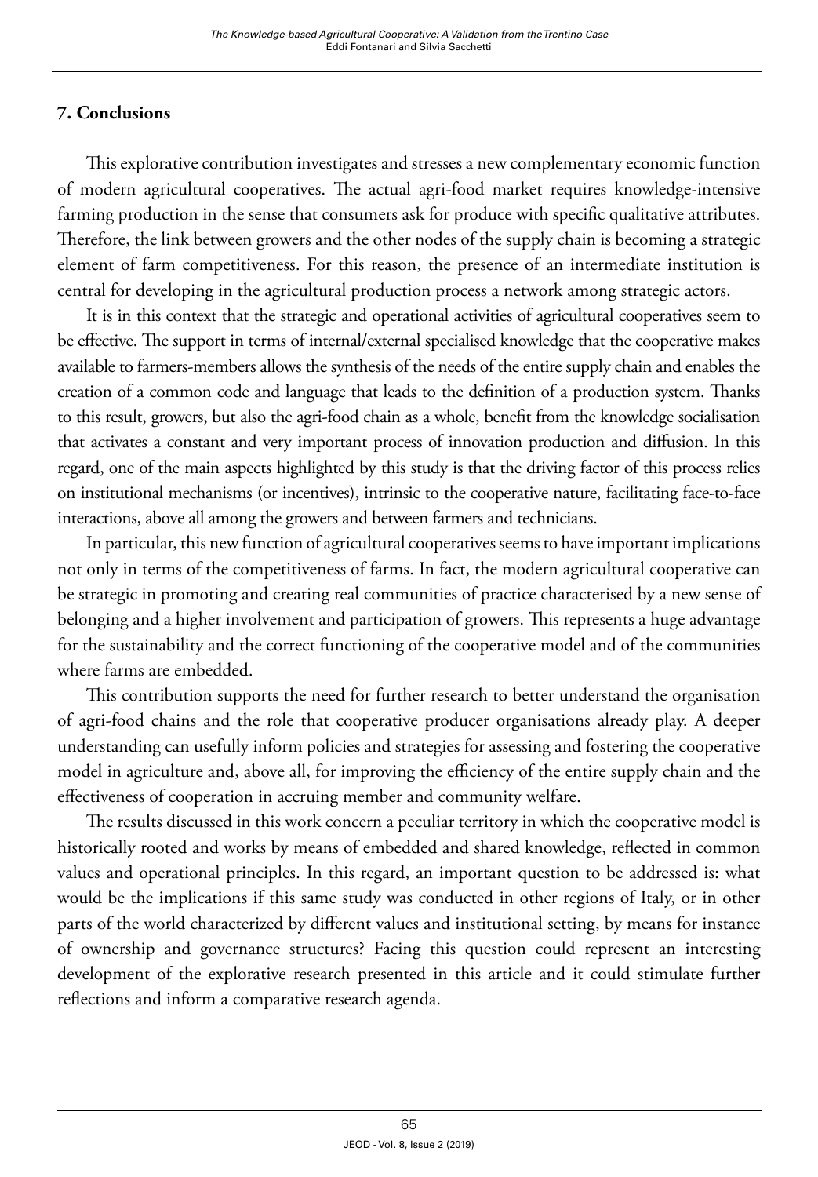## 7. Conclusions

This explorative contribution investigates and stresses a new complementary economic function of modern agricultural cooperatives. The actual agri-food market requires knowledge-intensive farming production in the sense that consumers ask for produce with specific qualitative attributes. Therefore, the link between growers and the other nodes of the supply chain is becoming a strategic element of farm competitiveness. For this reason, the presence of an intermediate institution is central for developing in the agricultural production process a network among strategic actors.

It is in this context that the strategic and operational activities of agricultural cooperatives seem to be effective. The support in terms of internal/external specialised knowledge that the cooperative makes available to farmers-members allows the synthesis of the needs of the entire supply chain and enables the creation of a common code and language that leads to the definition of a production system. Thanks to this result, growers, but also the agri-food chain as a whole, benefit from the knowledge socialisation that activates a constant and very important process of innovation production and diffusion. In this regard, one of the main aspects highlighted by this study is that the driving factor of this process relies on institutional mechanisms (or incentives), intrinsic to the cooperative nature, facilitating face-to-face interactions, above all among the growers and between farmers and technicians.

In particular, this new function of agricultural cooperatives seems to have important implications not only in terms of the competitiveness of farms. In fact, the modern agricultural cooperative can be strategic in promoting and creating real communities of practice characterised by a new sense of belonging and a higher involvement and participation of growers. This represents a huge advantage for the sustainability and the correct functioning of the cooperative model and of the communities where farms are embedded.

This contribution supports the need for further research to better understand the organisation of agri-food chains and the role that cooperative producer organisations already play. A deeper understanding can usefully inform policies and strategies for assessing and fostering the cooperative model in agriculture and, above all, for improving the efficiency of the entire supply chain and the effectiveness of cooperation in accruing member and community welfare.

The results discussed in this work concern a peculiar territory in which the cooperative model is historically rooted and works by means of embedded and shared knowledge, reflected in common values and operational principles. In this regard, an important question to be addressed is: what would be the implications if this same study was conducted in other regions of Italy, or in other parts of the world characterized by different values and institutional setting, by means for instance of ownership and governance structures? Facing this question could represent an interesting development of the explorative research presented in this article and it could stimulate further reflections and inform a comparative research agenda.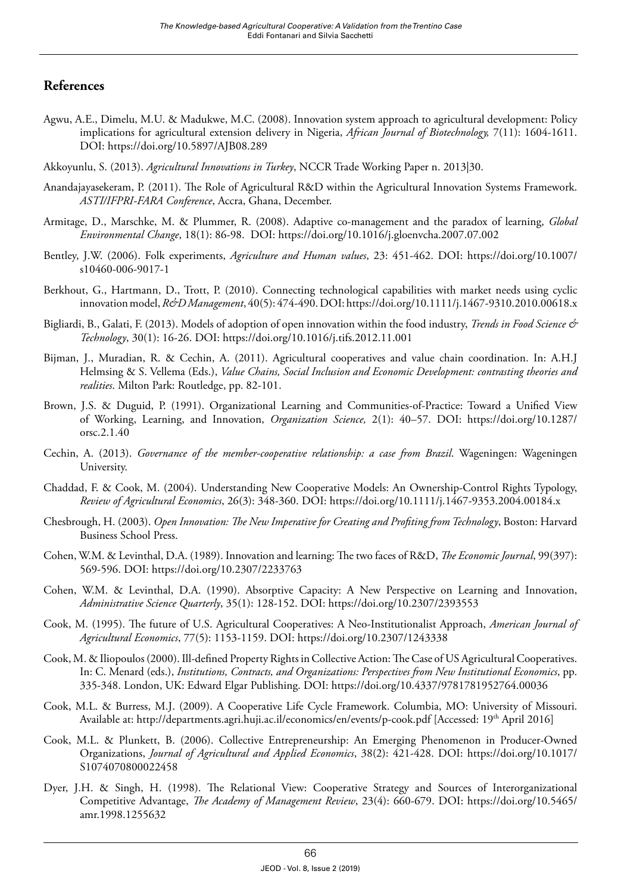## References

Agwu, A.E., Dimelu, M.U. & Madukwe, M.C. (2008). Innovation system approach to agricultural development: Policy implications for agricultural extension delivery in Nigeria, *African Journal of Biotechnology,* 7(11): 1604-1611. DOI: https://doi.org/10.5897/AJB08.289

Akkoyunlu, S. (2013). *Agricultural Innovations in Turkey*, NCCR Trade Working Paper n. 2013|30.

Anandajayasekeram, P. (2011). The Role of Agricultural R&D within the Agricultural Innovation Systems Framework. *ASTI/IFPRI-FARA Conference*, Accra, Ghana, December.

Armitage, D., Marschke, M. & Plummer, R. (2008). Adaptive co-management and the paradox of learning, *Global Environmental Change*, 18(1): 86-98. DOI: https://doi.org/10.1016/j.gloenvcha.2007.07.002

Bentley, J.W. (2006). Folk experiments, *Agriculture and Human values*, 23: 451-462. DOI: https://doi.org/10.1007/s10460-006-9017-1

Berkhout, G., Hartmann, D., Trott, P. (2010). Connecting technological capabilities with market needs using cyclic innovation model, *R&D Management*, 40(5): 474-490. DOI: https://doi.org/10.1111/j.1467-9310.2010.00618.x

Bigliardi, B., Galati, F. (2013). Models of adoption of open innovation within the food industry, *Trends in Food Science & Technology*, 30(1): 16-26. DOI: https://doi.org/10.1016/j.tifs.2012.11.001

Bijman, J., Muradian, R. & Cechin, A. (2011). Agricultural cooperatives and value chain coordination. In: A.H.J Helmsing & S. Vellema (Eds.), *Value Chains, Social Inclusion and Economic Development: contrasting theories and realities*. Milton Park: Routledge, pp. 82-101.

Brown, J.S. & Duguid, P. (1991). Organizational Learning and Communities-of-Practice: Toward a Unified View of Working, Learning, and Innovation, *Organization Science,* 2(1): 40–57. DOI: https://doi.org/10.1287/orsc.2.1.40

Cechin, A. (2013). *Governance of the member-cooperative relationship: a case from Brazil*. Wageningen: Wageningen University.

Chaddad, F. & Cook, M. (2004). Understanding New Cooperative Models: An Ownership-Control Rights Typology, *Review of Agricultural Economics*, 26(3): 348-360. DOI: https://doi.org/10.1111/j.1467-9353.2004.00184.x

Chesbrough, H. (2003). *Open Innovation: The New Imperative for Creating and Profiting from Technology*, Boston: Harvard Business School Press.

Cohen, W.M. & Levinthal, D.A. (1989). Innovation and learning: The two faces of R&D, *The Economic Journal*, 99(397): 569-596. DOI: https://doi.org/10.2307/2233763

Cohen, W.M. & Levinthal, D.A. (1990). Absorptive Capacity: A New Perspective on Learning and Innovation, *Administrative Science Quarterly*, 35(1): 128-152. DOI: https://doi.org/10.2307/2393553

Cook, M. (1995). The future of U.S. Agricultural Cooperatives: A Neo-Institutionalist Approach, *American Journal of Agricultural Economics*, 77(5): 1153-1159. DOI: https://doi.org/10.2307/1243338

Cook, M. & Iliopoulos (2000). Ill-defined Property Rights in Collective Action: The Case of US Agricultural Cooperatives. In: C. Menard (eds.), *Institutions, Contracts, and Organizations: Perspectives from New Institutional Economics*, pp. 335-348. London, UK: Edward Elgar Publishing. DOI: https://doi.org/10.4337/9781781952764.00036

Cook, M.L. & Burress, M.J. (2009). A Cooperative Life Cycle Framework. Columbia, MO: University of Missouri. Available at: http://departments.agri.huji.ac.il/economics/en/events/p-cook.pdf [Accessed: 19th April 2016]

Cook, M.L. & Plunkett, B. (2006). Collective Entrepreneurship: An Emerging Phenomenon in Producer-Owned Organizations, *Journal of Agricultural and Applied Economics*, 38(2): 421-428. DOI: https://doi.org/10.1017/S1074070800022458

Dyer, J.H. & Singh, H. (1998). The Relational View: Cooperative Strategy and Sources of Interorganizational Competitive Advantage, *The Academy of Management Review*, 23(4): 660-679. DOI: https://doi.org/10.5465/amr.1998.1255632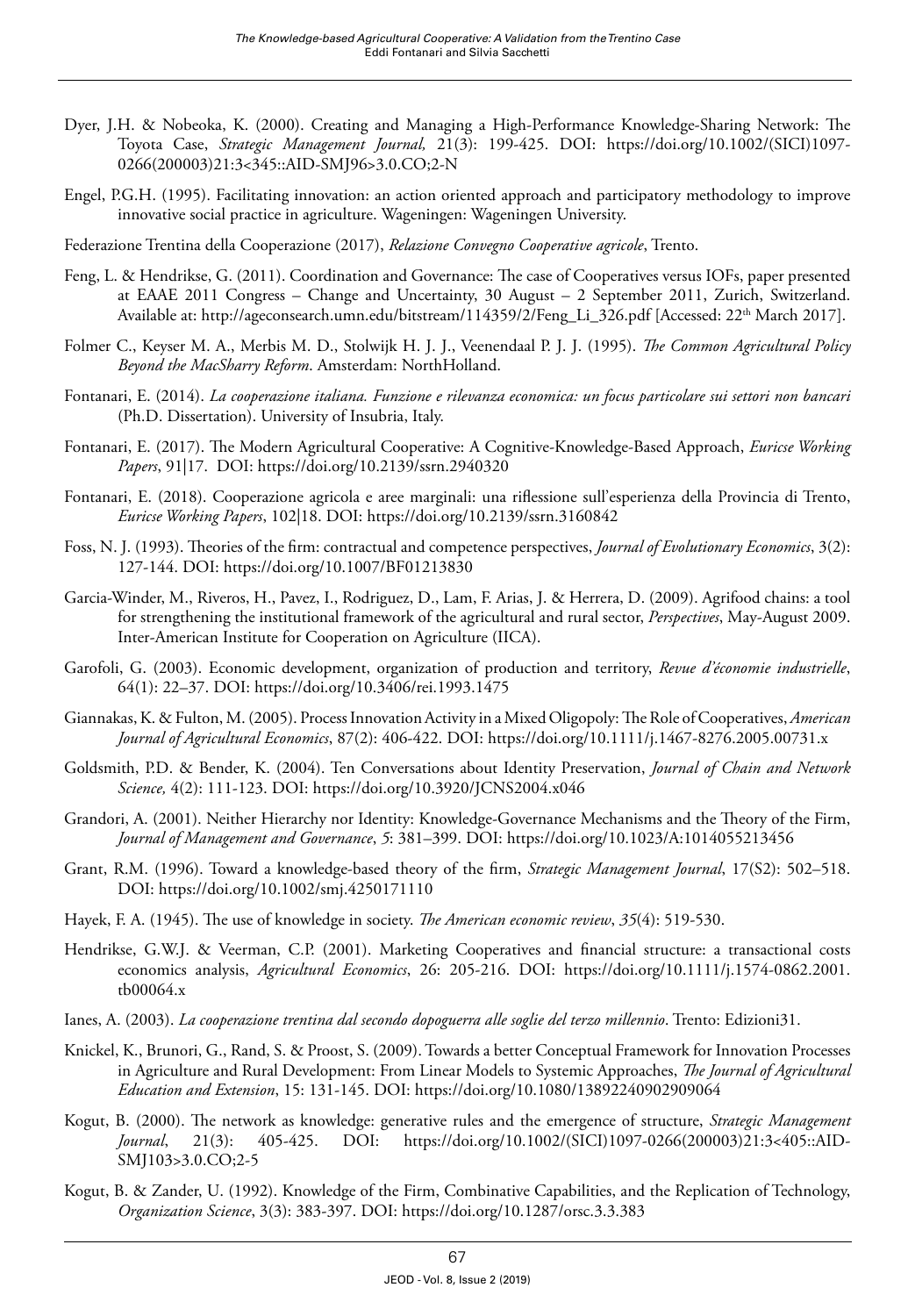Dyer, J.H. & Nobeoka, K. (2000). Creating and Managing a High-Performance Knowledge-Sharing Network: The Toyota Case, *Strategic Management Journal,* 21(3): 199-425. DOI: https://doi.org/10.1002/(SICI)1097-0266(200003)21:3<345::AID-SMJ96>3.0.CO;2-N

Engel, P.G.H. (1995). Facilitating innovation: an action oriented approach and participatory methodology to improve innovative social practice in agriculture. Wageningen: Wageningen University.

Federazione Trentina della Cooperazione (2017), *Relazione Convegno Cooperative agricole*, Trento.

Feng, L. & Hendrikse, G. (2011). Coordination and Governance: The case of Cooperatives versus IOFs, paper presented at EAAE 2011 Congress – Change and Uncertainty, 30 August – 2 September 2011, Zurich, Switzerland. Available at: http://ageconsearch.umn.edu/bitstream/114359/2/Feng_Li_326.pdf [Accessed: 22th March 2017].

Folmer C., Keyser M. A., Merbis M. D., Stolwijk H. J. J., Veenendaal P. J. J. (1995). *The Common Agricultural Policy Beyond the MacSharry Reform*. Amsterdam: NorthHolland.

Fontanari, E. (2014). *La cooperazione italiana. Funzione e rilevanza economica: un focus particolare sui settori non bancari* (Ph.D. Dissertation). University of Insubria, Italy.

Fontanari, E. (2017). The Modern Agricultural Cooperative: A Cognitive-Knowledge-Based Approach, *Euricse Working Papers*, 91|17. DOI: https://doi.org/10.2139/ssrn.2940320

Fontanari, E. (2018). Cooperazione agricola e aree marginali: una riflessione sull'esperienza della Provincia di Trento, *Euricse Working Papers*, 102|18. DOI: https://doi.org/10.2139/ssrn.3160842

Foss, N. J. (1993). Theories of the firm: contractual and competence perspectives, *Journal of Evolutionary Economics*, 3(2): 127-144. DOI: https://doi.org/10.1007/BF01213830

Garcia-Winder, M., Riveros, H., Pavez, I., Rodriguez, D., Lam, F. Arias, J. & Herrera, D. (2009). Agrifood chains: a tool for strengthening the institutional framework of the agricultural and rural sector, *Perspectives*, May-August 2009. Inter-American Institute for Cooperation on Agriculture (IICA).

Garofoli, G. (2003). Economic development, organization of production and territory, *Revue d'économie industrielle*, 64(1): 22–37. DOI: https://doi.org/10.3406/rei.1993.1475

Giannakas, K. & Fulton, M. (2005). Process Innovation Activity in a Mixed Oligopoly: The Role of Cooperatives, *American Journal of Agricultural Economics*, 87(2): 406-422. DOI: https://doi.org/10.1111/j.1467-8276.2005.00731.x

Goldsmith, P.D. & Bender, K. (2004). Ten Conversations about Identity Preservation, *Journal of Chain and Network Science,* 4(2): 111-123. DOI: https://doi.org/10.3920/JCNS2004.x046

Grandori, A. (2001). Neither Hierarchy nor Identity: Knowledge-Governance Mechanisms and the Theory of the Firm, *Journal of Management and Governance*, *5*: 381–399. DOI: https://doi.org/10.1023/A:1014055213456

Grant, R.M. (1996). Toward a knowledge-based theory of the firm, *Strategic Management Journal*, 17(S2): 502–518. DOI: https://doi.org/10.1002/smj.4250171110

Hayek, F. A. (1945). The use of knowledge in society. *The American economic review*, *35*(4): 519-530.

Hendrikse, G.W.J. & Veerman, C.P. (2001). Marketing Cooperatives and financial structure: a transactional costs economics analysis, *Agricultural Economics*, 26: 205-216. DOI: https://doi.org/10.1111/j.1574-0862.2001.tb00064.x

Ianes, A. (2003). *La cooperazione trentina dal secondo dopoguerra alle soglie del terzo millennio*. Trento: Edizioni31.

Knickel, K., Brunori, G., Rand, S. & Proost, S. (2009). Towards a better Conceptual Framework for Innovation Processes in Agriculture and Rural Development: From Linear Models to Systemic Approaches, *The Journal of Agricultural Education and Extension*, 15: 131-145. DOI: https://doi.org/10.1080/13892240902909064

Kogut, B. (2000). The network as knowledge: generative rules and the emergence of structure, *Strategic Management Journal*, 21(3): 405-425. DOI: https://doi.org/10.1002/(SICI)1097-0266(200003)21:3<405::AID-SMJ103>3.0.CO;2-5

Kogut, B. & Zander, U. (1992). Knowledge of the Firm, Combinative Capabilities, and the Replication of Technology, *Organization Science*, 3(3): 383-397. DOI: https://doi.org/10.1287/orsc.3.3.383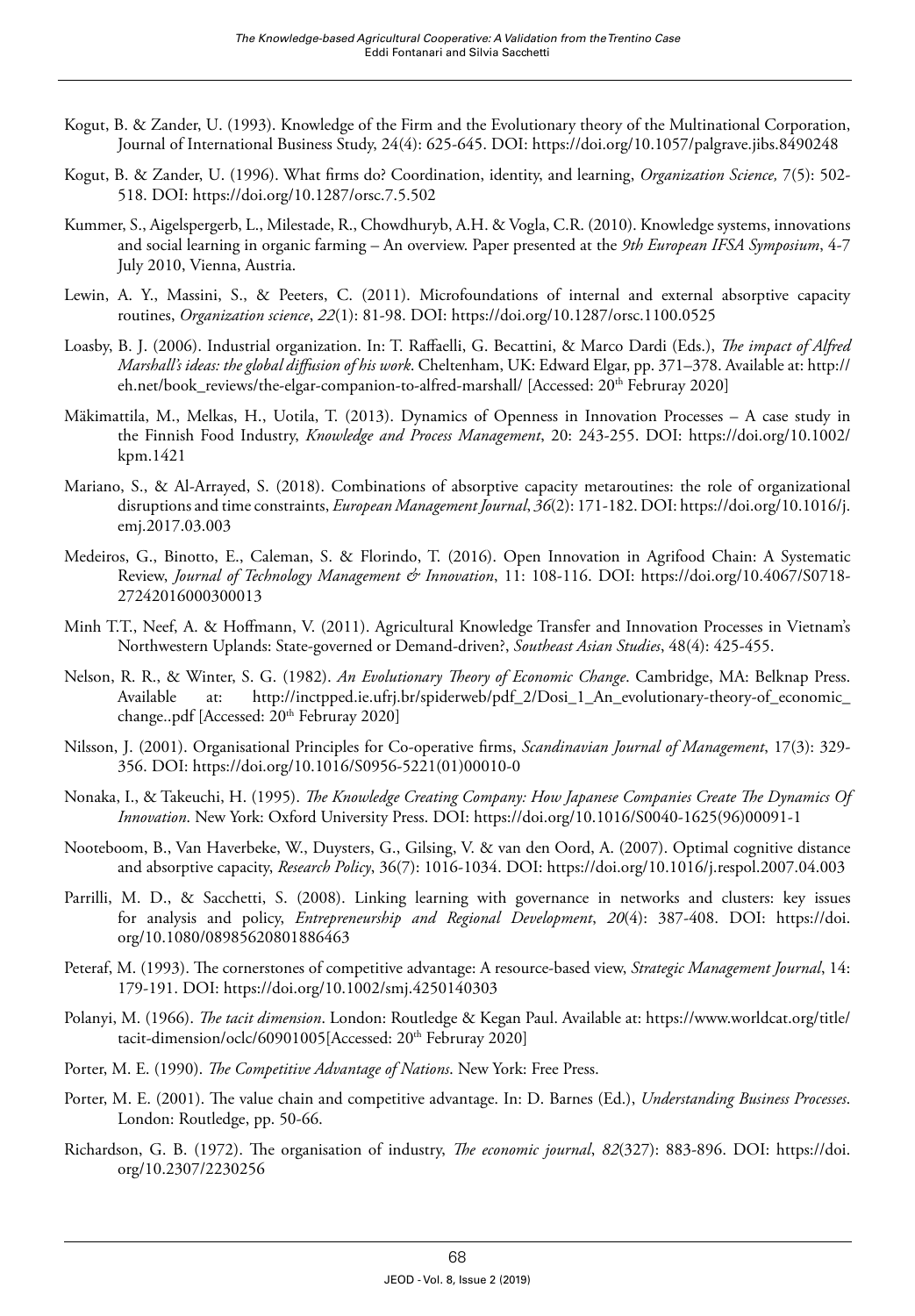Kogut, B. & Zander, U. (1993). Knowledge of the Firm and the Evolutionary theory of the Multinational Corporation, Journal of International Business Study, 24(4): 625-645. DOI: https://doi.org/10.1057/palgrave.jibs.8490248

Kogut, B. & Zander, U. (1996). What firms do? Coordination, identity, and learning, *Organization Science,* 7(5): 502-518. DOI: https://doi.org/10.1287/orsc.7.5.502

Kummer, S., Aigelspergerb, L., Milestade, R., Chowdhuryb, A.H. & Vogla, C.R. (2010). Knowledge systems, innovations and social learning in organic farming – An overview. Paper presented at the *9th European IFSA Symposium*, 4-7 July 2010, Vienna, Austria.

Lewin, A. Y., Massini, S., & Peeters, C. (2011). Microfoundations of internal and external absorptive capacity routines, *Organization science*, *22*(1): 81-98. DOI: https://doi.org/10.1287/orsc.1100.0525

Loasby, B. J. (2006). Industrial organization. In: T. Raffaelli, G. Becattini, & Marco Dardi (Eds.), *The impact of Alfred Marshall's ideas: the global diffusion of his work*. Cheltenham, UK: Edward Elgar, pp. 371–378. Available at: http://eh.net/book_reviews/the-elgar-companion-to-alfred-marshall/ [Accessed: 20th Februray 2020]

Mäkimattila, M., Melkas, H., Uotila, T. (2013). Dynamics of Openness in Innovation Processes – A case study in the Finnish Food Industry, *Knowledge and Process Management*, 20: 243-255. DOI: https://doi.org/10.1002/kpm.1421

Mariano, S., & Al-Arrayed, S. (2018). Combinations of absorptive capacity metaroutines: the role of organizational disruptions and time constraints, *European Management Journal*, *36*(2): 171-182. DOI: https://doi.org/10.1016/j.emj.2017.03.003

Medeiros, G., Binotto, E., Caleman, S. & Florindo, T. (2016). Open Innovation in Agrifood Chain: A Systematic Review, *Journal of Technology Management & Innovation*, 11: 108-116. DOI: https://doi.org/10.4067/S0718-27242016000300013

Minh T.T., Neef, A. & Hoffmann, V. (2011). Agricultural Knowledge Transfer and Innovation Processes in Vietnam's Northwestern Uplands: State-governed or Demand-driven?, *Southeast Asian Studies*, 48(4): 425-455.

Nelson, R. R., & Winter, S. G. (1982). *An Evolutionary Theory of Economic Change*. Cambridge, MA: Belknap Press. Available at: http://inctpped.ie.ufrj.br/spiderweb/pdf_2/Dosi_1_An_evolutionary-theory-of_economic_change..pdf [Accessed: 20th Februray 2020]

Nilsson, J. (2001). Organisational Principles for Co-operative firms, *Scandinavian Journal of Management*, 17(3): 329-356. DOI: https://doi.org/10.1016/S0956-5221(01)00010-0

Nonaka, I., & Takeuchi, H. (1995). *The Knowledge Creating Company: How Japanese Companies Create The Dynamics Of Innovation*. New York: Oxford University Press. DOI: https://doi.org/10.1016/S0040-1625(96)00091-1

Nooteboom, B., Van Haverbeke, W., Duysters, G., Gilsing, V. & van den Oord, A. (2007). Optimal cognitive distance and absorptive capacity, *Research Policy*, 36(7): 1016-1034. DOI: https://doi.org/10.1016/j.respol.2007.04.003

Parrilli, M. D., & Sacchetti, S. (2008). Linking learning with governance in networks and clusters: key issues for analysis and policy, *Entrepreneurship and Regional Development*, *20*(4): 387-408. DOI: https://doi.org/10.1080/08985620801886463

Peteraf, M. (1993). The cornerstones of competitive advantage: A resource-based view, *Strategic Management Journal*, 14: 179-191. DOI: https://doi.org/10.1002/smj.4250140303

Polanyi, M. (1966). *The tacit dimension*. London: Routledge & Kegan Paul. Available at: https://www.worldcat.org/title/tacit-dimension/oclc/60901005[Accessed: 20th Februray 2020]

Porter, M. E. (1990). *The Competitive Advantage of Nations*. New York: Free Press.

Porter, M. E. (2001). The value chain and competitive advantage. In: D. Barnes (Ed.), *Understanding Business Processes*. London: Routledge, pp. 50-66.

Richardson, G. B. (1972). The organisation of industry, *The economic journal*, *82*(327): 883-896. DOI: https://doi.org/10.2307/2230256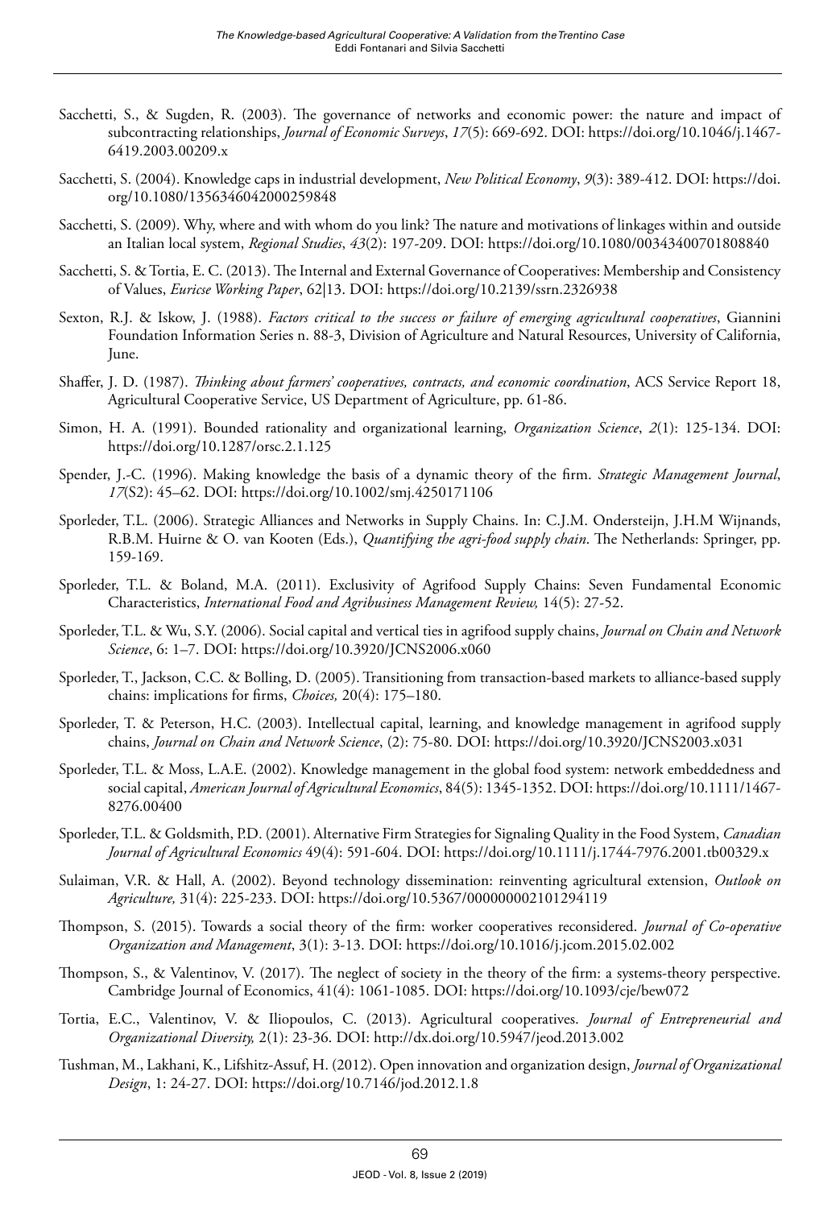Sacchetti, S., & Sugden, R. (2003). The governance of networks and economic power: the nature and impact of subcontracting relationships, *Journal of Economic Surveys*, *17*(5): 669-692. DOI: https://doi.org/10.1046/j.1467-6419.2003.00209.x

Sacchetti, S. (2004). Knowledge caps in industrial development, *New Political Economy*, *9*(3): 389-412. DOI: https://doi.org/10.1080/1356346042000259848

Sacchetti, S. (2009). Why, where and with whom do you link? The nature and motivations of linkages within and outside an Italian local system, *Regional Studies*, *43*(2): 197-209. DOI: https://doi.org/10.1080/00343400701808840

Sacchetti, S. & Tortia, E. C. (2013). The Internal and External Governance of Cooperatives: Membership and Consistency of Values, *Euricse Working Paper*, 62|13. DOI: https://doi.org/10.2139/ssrn.2326938

Sexton, R.J. & Iskow, J. (1988). *Factors critical to the success or failure of emerging agricultural cooperatives*, Giannini Foundation Information Series n. 88-3, Division of Agriculture and Natural Resources, University of California, June.

Shaffer, J. D. (1987). *Thinking about farmers' cooperatives, contracts, and economic coordination*, ACS Service Report 18, Agricultural Cooperative Service, US Department of Agriculture, pp. 61-86.

Simon, H. A. (1991). Bounded rationality and organizational learning, *Organization Science*, *2*(1): 125-134. DOI: https://doi.org/10.1287/orsc.2.1.125

Spender, J.-C. (1996). Making knowledge the basis of a dynamic theory of the firm. *Strategic Management Journal*, *17*(S2): 45–62. DOI: https://doi.org/10.1002/smj.4250171106

Sporleder, T.L. (2006). Strategic Alliances and Networks in Supply Chains. In: C.J.M. Ondersteijn, J.H.M Wijnands, R.B.M. Huirne & O. van Kooten (Eds.), *Quantifying the agri-food supply chain*. The Netherlands: Springer, pp. 159-169.

Sporleder, T.L. & Boland, M.A. (2011). Exclusivity of Agrifood Supply Chains: Seven Fundamental Economic Characteristics, *International Food and Agribusiness Management Review,* 14(5): 27-52.

Sporleder, T.L. & Wu, S.Y. (2006). Social capital and vertical ties in agrifood supply chains, *Journal on Chain and Network Science*, 6: 1–7. DOI: https://doi.org/10.3920/JCNS2006.x060

Sporleder, T., Jackson, C.C. & Bolling, D. (2005). Transitioning from transaction-based markets to alliance-based supply chains: implications for firms, *Choices,* 20(4): 175–180.

Sporleder, T. & Peterson, H.C. (2003). Intellectual capital, learning, and knowledge management in agrifood supply chains, *Journal on Chain and Network Science*, (2): 75-80. DOI: https://doi.org/10.3920/JCNS2003.x031

Sporleder, T.L. & Moss, L.A.E. (2002). Knowledge management in the global food system: network embeddedness and social capital, *American Journal of Agricultural Economics*, 84(5): 1345-1352. DOI: https://doi.org/10.1111/1467-8276.00400

Sporleder, T.L. & Goldsmith, P.D. (2001). Alternative Firm Strategies for Signaling Quality in the Food System, *Canadian Journal of Agricultural Economics* 49(4): 591-604. DOI: https://doi.org/10.1111/j.1744-7976.2001.tb00329.x

Sulaiman, V.R. & Hall, A. (2002). Beyond technology dissemination: reinventing agricultural extension, *Outlook on Agriculture,* 31(4): 225-233. DOI: https://doi.org/10.5367/000000002101294119

Thompson, S. (2015). Towards a social theory of the firm: worker cooperatives reconsidered. *Journal of Co-operative Organization and Management*, 3(1): 3-13. DOI: https://doi.org/10.1016/j.jcom.2015.02.002

Thompson, S., & Valentinov, V. (2017). The neglect of society in the theory of the firm: a systems-theory perspective. Cambridge Journal of Economics, 41(4): 1061-1085. DOI: https://doi.org/10.1093/cje/bew072

Tortia, E.C., Valentinov, V. & Iliopoulos, C. (2013). Agricultural cooperatives. *Journal of Entrepreneurial and Organizational Diversity,* 2(1): 23-36. DOI: http://dx.doi.org/10.5947/jeod.2013.002

Tushman, M., Lakhani, K., Lifshitz-Assuf, H. (2012). Open innovation and organization design, *Journal of Organizational Design*, 1: 24-27. DOI: https://doi.org/10.7146/jod.2012.1.8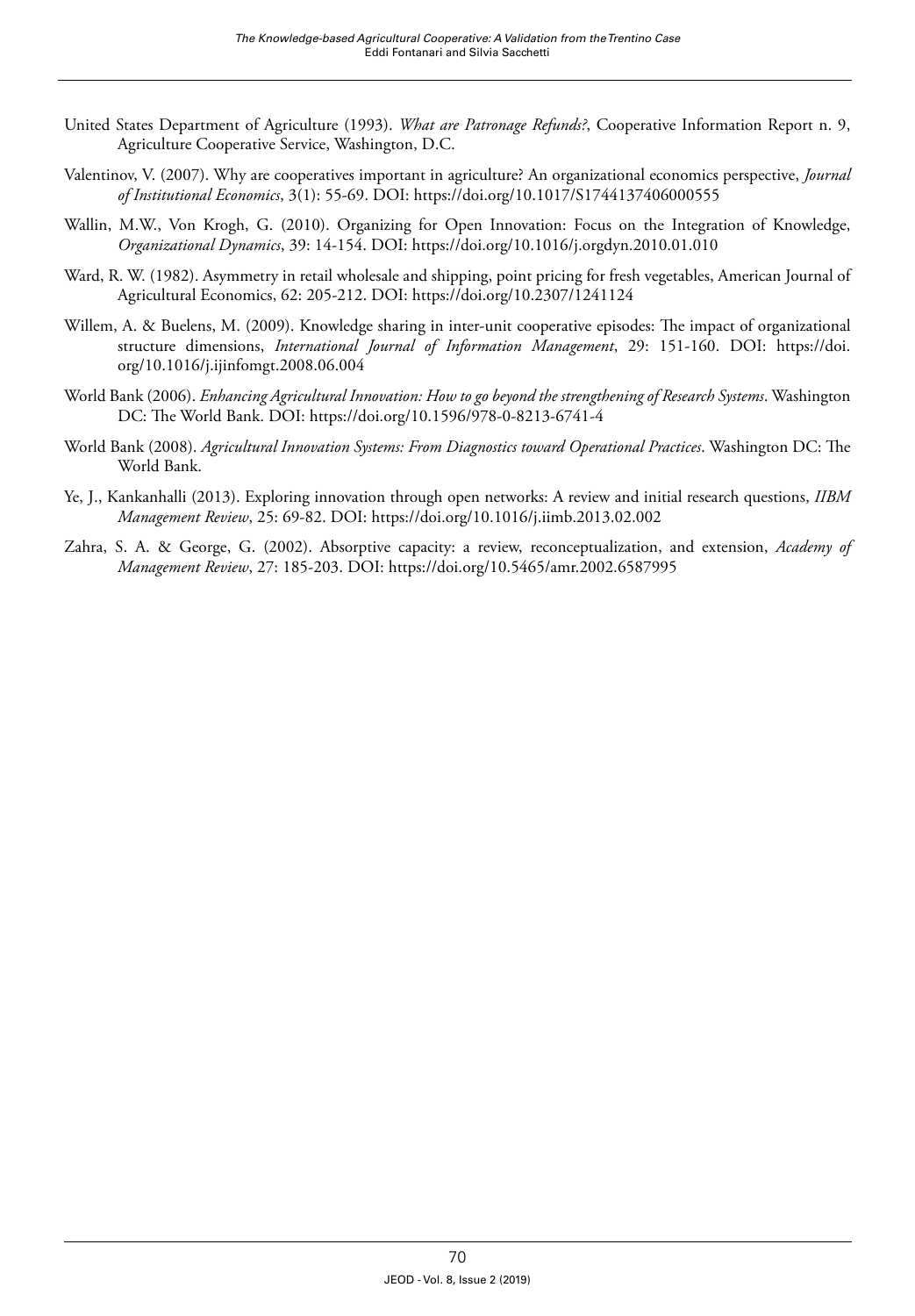United States Department of Agriculture (1993). *What are Patronage Refunds?*, Cooperative Information Report n. 9, Agriculture Cooperative Service, Washington, D.C.

Valentinov, V. (2007). Why are cooperatives important in agriculture? An organizational economics perspective, *Journal of Institutional Economics*, 3(1): 55-69. DOI: https://doi.org/10.1017/S1744137406000555

Wallin, M.W., Von Krogh, G. (2010). Organizing for Open Innovation: Focus on the Integration of Knowledge, *Organizational Dynamics*, 39: 14-154. DOI: https://doi.org/10.1016/j.orgdyn.2010.01.010

Ward, R. W. (1982). Asymmetry in retail wholesale and shipping, point pricing for fresh vegetables, American Journal of Agricultural Economics, 62: 205-212. DOI: https://doi.org/10.2307/1241124

Willem, A. & Buelens, M. (2009). Knowledge sharing in inter-unit cooperative episodes: The impact of organizational structure dimensions, *International Journal of Information Management*, 29: 151-160. DOI: https://doi.org/10.1016/j.ijinfomgt.2008.06.004

World Bank (2006). *Enhancing Agricultural Innovation: How to go beyond the strengthening of Research Systems*. Washington DC: The World Bank. DOI: https://doi.org/10.1596/978-0-8213-6741-4

World Bank (2008). *Agricultural Innovation Systems: From Diagnostics toward Operational Practices*. Washington DC: The World Bank.

Ye, J., Kankanhalli (2013). Exploring innovation through open networks: A review and initial research questions, *IIBM Management Review*, 25: 69-82. DOI: https://doi.org/10.1016/j.iimb.2013.02.002

Zahra, S. A. & George, G. (2002). Absorptive capacity: a review, reconceptualization, and extension, *Academy of Management Review*, 27: 185-203. DOI: https://doi.org/10.5465/amr.2002.6587995